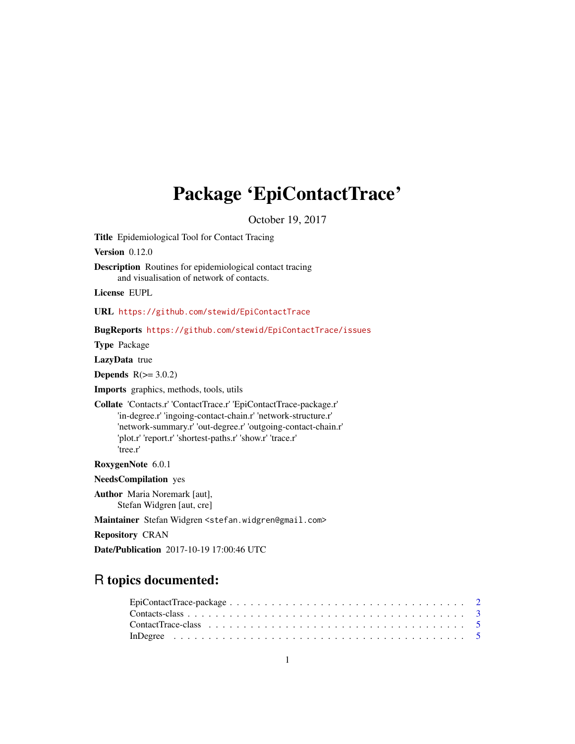# Package 'EpiContactTrace'

October 19, 2017

**Title** Epidemiological Tool for Contact Tracing

**Version** 0.12.0

**Description** Routines for epidemiological contact tracing and visualisation of network of contacts.

**License** EUPL

**URL** https://github.com/stewid/EpiContactTrace

**BugReports** https://github.com/stewid/EpiContactTrace/issues

**Type** Package

**LazyData** true

**Depends** R(>= 3.0.2)

**Imports** graphics, methods, tools, utils

**Collate** 'Contacts.r' 'ContactTrace.r' 'EpiContactTrace-package.r' 'in-degree.r' 'ingoing-contact-chain.r' 'network-structure.r' 'network-summary.r' 'out-degree.r' 'outgoing-contact-chain.r' 'plot.r' 'report.r' 'shortest-paths.r' 'show.r' 'trace.r' 'tree.r'

**RoxygenNote** 6.0.1

**NeedsCompilation** yes

**Author** Maria Noremark [aut], Stefan Widgren [aut, cre]

**Maintainer** Stefan Widgren <stefan.widgren@gmail.com>

**Repository** CRAN

**Date/Publication** 2017-10-19 17:00:46 UTC

## R topics documented:

EpiContactTrace-package . . . . . . . . . . . . . . . . . . . . . . . . . . . . . . . . . 2
Contacts-class . . . . . . . . . . . . . . . . . . . . . . . . . . . . . . . . . . . . . . . 3
ContactTrace-class . . . . . . . . . . . . . . . . . . . . . . . . . . . . . . . . . . . . 5
InDegree . . . . . . . . . . . . . . . . . . . . . . . . . . . . . . . . . . . . . . . . . 5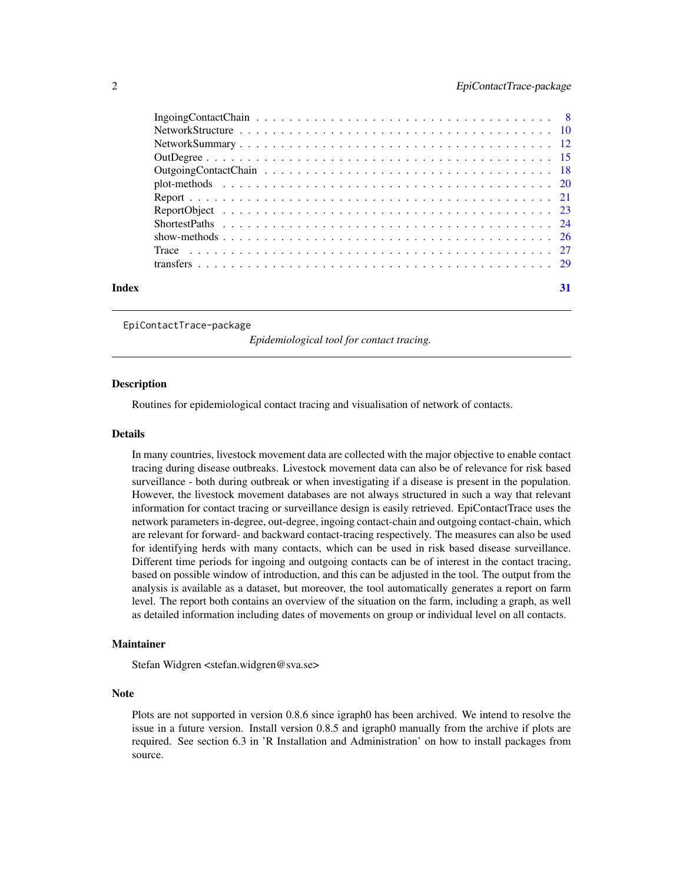IngoingContactChain . . . . . . . . . . . . . . . . . . . . . . . . . . . . . . . . . . . 8
NetworkStructure . . . . . . . . . . . . . . . . . . . . . . . . . . . . . . . . . . . . 10
NetworkSummary . . . . . . . . . . . . . . . . . . . . . . . . . . . . . . . . . . . . 12
OutDegree . . . . . . . . . . . . . . . . . . . . . . . . . . . . . . . . . . . . . . . 15
OutgoingContactChain . . . . . . . . . . . . . . . . . . . . . . . . . . . . . . . . . 18
plot-methods . . . . . . . . . . . . . . . . . . . . . . . . . . . . . . . . . . . . . 20
Report . . . . . . . . . . . . . . . . . . . . . . . . . . . . . . . . . . . . . . . . . 21
ReportObject . . . . . . . . . . . . . . . . . . . . . . . . . . . . . . . . . . . . . 23
ShortestPaths . . . . . . . . . . . . . . . . . . . . . . . . . . . . . . . . . . . . . 24
show-methods . . . . . . . . . . . . . . . . . . . . . . . . . . . . . . . . . . . . . 26
Trace . . . . . . . . . . . . . . . . . . . . . . . . . . . . . . . . . . . . . . . . . . 27
transfers . . . . . . . . . . . . . . . . . . . . . . . . . . . . . . . . . . . . . . . . 29

**Index** **31**

---

`EpiContactTrace-package` *Epidemiological tool for contact tracing.*

---

## Description

Routines for epidemiological contact tracing and visualisation of network of contacts.

## Details

In many countries, livestock movement data are collected with the major objective to enable contact tracing during disease outbreaks. Livestock movement data can also be of relevance for risk based surveillance - both during outbreak or when investigating if a disease is present in the population. However, the livestock movement databases are not always structured in such a way that relevant information for contact tracing or surveillance design is easily retrieved. EpiContactTrace uses the network parameters in-degree, out-degree, ingoing contact-chain and outgoing contact-chain, which are relevant for forward- and backward contact-tracing respectively. The measures can also be used for identifying herds with many contacts, which can be used in risk based disease surveillance. Different time periods for ingoing and outgoing contacts can be of interest in the contact tracing, based on possible window of introduction, and this can be adjusted in the tool. The output from the analysis is available as a dataset, but moreover, the tool automatically generates a report on farm level. The report both contains an overview of the situation on the farm, including a graph, as well as detailed information including dates of movements on group or individual level on all contacts.

## Maintainer

Stefan Widgren <stefan.widgren@sva.se>

## Note

Plots are not supported in version 0.8.6 since igraph0 has been archived. We intend to resolve the issue in a future version. Install version 0.8.5 and igraph0 manually from the archive if plots are required. See section 6.3 in 'R Installation and Administration' on how to install packages from source.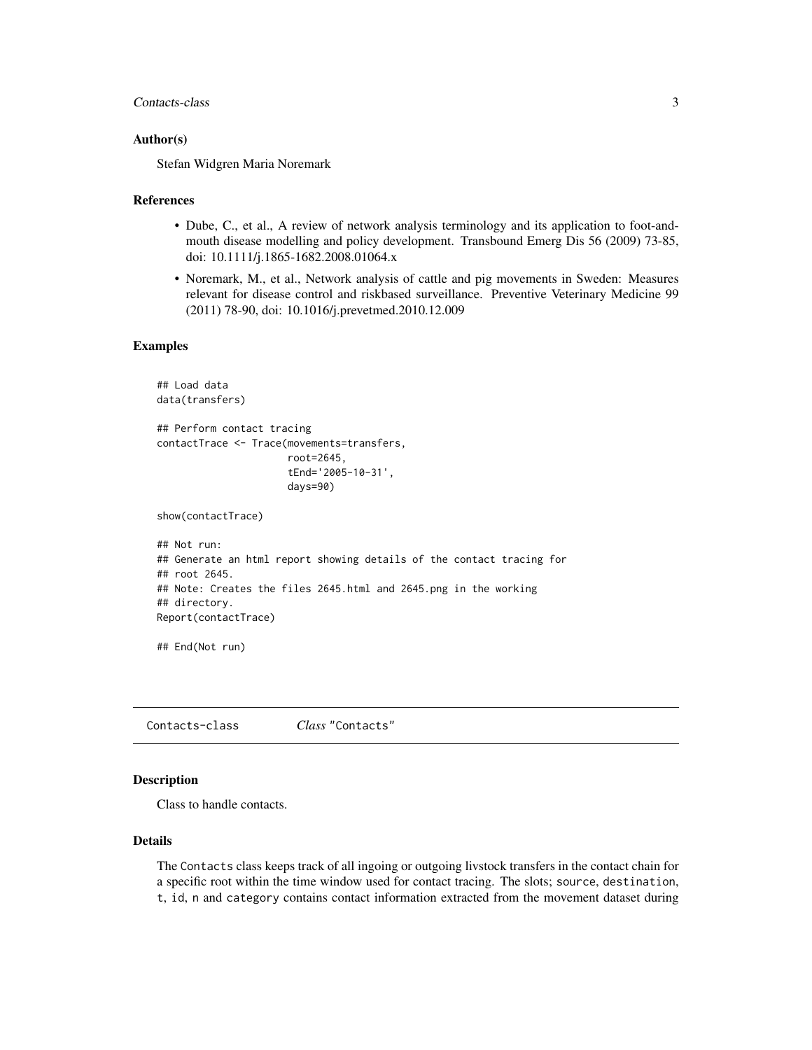### Author(s)

Stefan Widgren Maria Noremark

### References

- Dube, C., et al., A review of network analysis terminology and its application to foot-and-mouth disease modelling and policy development. Transbound Emerg Dis 56 (2009) 73-85, doi: 10.1111/j.1865-1682.2008.01064.x
- Noremark, M., et al., Network analysis of cattle and pig movements in Sweden: Measures relevant for disease control and riskbased surveillance. Preventive Veterinary Medicine 99 (2011) 78-90, doi: 10.1016/j.prevetmed.2010.12.009

### Examples

```
## Load data
data(transfers)

## Perform contact tracing
contactTrace <- Trace(movements=transfers,
                      root=2645,
                      tEnd='2005-10-31',
                      days=90)

show(contactTrace)

## Not run:
## Generate an html report showing details of the contact tracing for
## root 2645.
## Note: Creates the files 2645.html and 2645.png in the working
## directory.
Report(contactTrace)

## End(Not run)
```

---

## Contacts-class *Class* "Contacts"

### Description

Class to handle contacts.

### Details

The `Contacts` class keeps track of all ingoing or outgoing livstock transfers in the contact chain for a specific root within the time window used for contact tracing. The slots; `source`, `destination`, `t`, `id`, `n` and `category` contains contact information extracted from the movement dataset during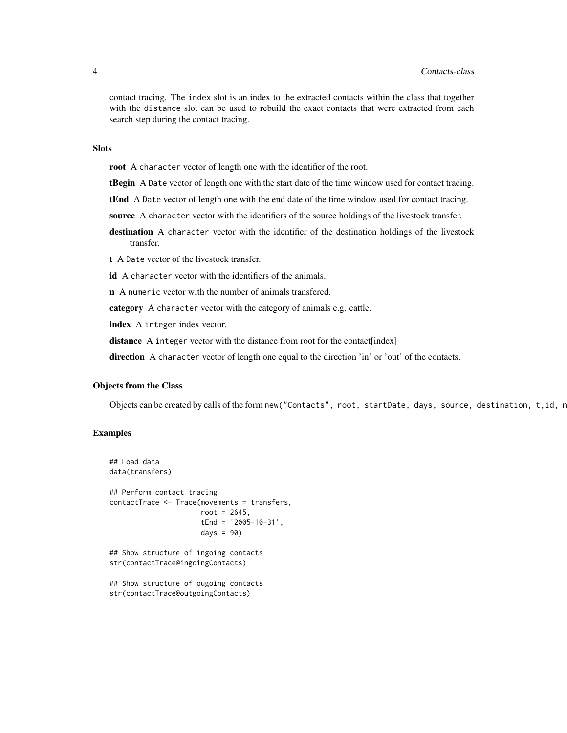contact tracing. The `index` slot is an index to the extracted contacts within the class that together with the `distance` slot can be used to rebuild the exact contacts that were extracted from each search step during the contact tracing.

### Slots

**root** A `character` vector of length one with the identifier of the root.

**tBegin** A `Date` vector of length one with the start date of the time window used for contact tracing.

**tEnd** A `Date` vector of length one with the end date of the time window used for contact tracing.

**source** A `character` vector with the identifiers of the source holdings of the livestock transfer.

**destination** A `character` vector with the identifier of the destination holdings of the livestock transfer.

**t** A `Date` vector of the livestock transfer.

**id** A `character` vector with the identifiers of the animals.

**n** A `numeric` vector with the number of animals transfered.

**category** A `character` vector with the category of animals e.g. cattle.

**index** A `integer` index vector.

**distance** A `integer` vector with the distance from root for the contact[index]

**direction** A `character` vector of length one equal to the direction 'in' or 'out' of the contacts.

### Objects from the Class

Objects can be created by calls of the form `new("Contacts", root, startDate, days, source, destination, t,id, n`

### Examples

```
## Load data
data(transfers)

## Perform contact tracing
contactTrace <- Trace(movements = transfers,
                      root = 2645,
                      tEnd = '2005-10-31',
                      days = 90)

## Show structure of ingoing contacts
str(contactTrace@ingoingContacts)

## Show structure of ougoing contacts
str(contactTrace@outgoingContacts)
```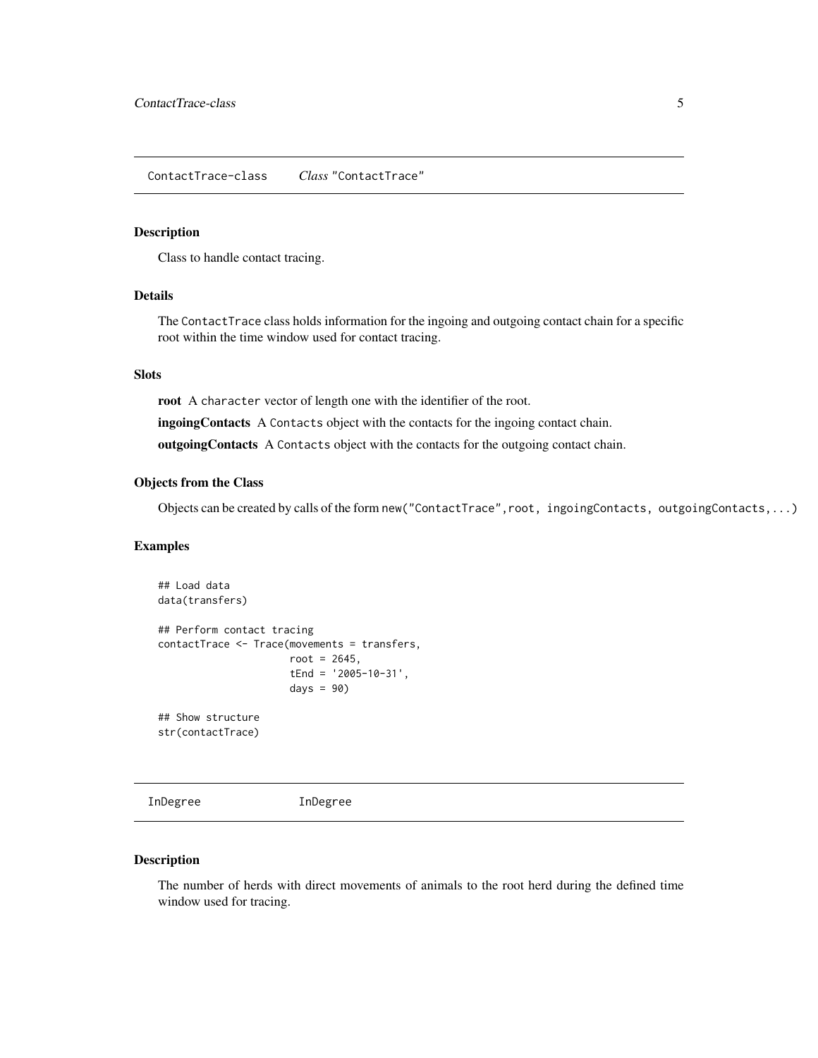## ContactTrace-class *Class* "ContactTrace"

### Description

Class to handle contact tracing.

### Details

The `ContactTrace` class holds information for the ingoing and outgoing contact chain for a specific root within the time window used for contact tracing.

### Slots

**root** A `character` vector of length one with the identifier of the root.

**ingoingContacts** A `Contacts` object with the contacts for the ingoing contact chain.

**outgoingContacts** A `Contacts` object with the contacts for the outgoing contact chain.

### Objects from the Class

Objects can be created by calls of the form `new("ContactTrace",root, ingoingContacts, outgoingContacts,...)`

### Examples

```
## Load data
data(transfers)

## Perform contact tracing
contactTrace <- Trace(movements = transfers,
                      root = 2645,
                      tEnd = '2005-10-31',
                      days = 90)

## Show structure
str(contactTrace)
```

## InDegree InDegree

### Description

The number of herds with direct movements of animals to the root herd during the defined time window used for tracing.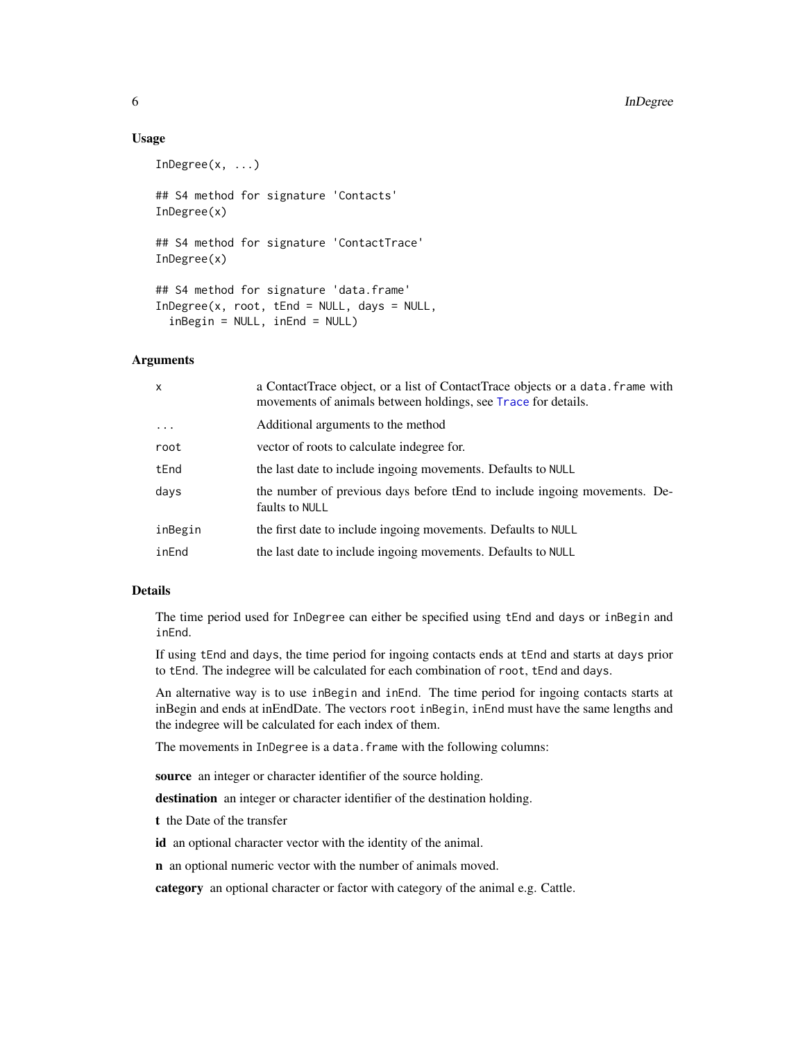## Usage

```
InDegree(x, ...)

## S4 method for signature 'Contacts'
InDegree(x)

## S4 method for signature 'ContactTrace'
InDegree(x)

## S4 method for signature 'data.frame'
InDegree(x, root, tEnd = NULL, days = NULL,
  inBegin = NULL, inEnd = NULL)
```

## Arguments

| | |
|---|---|
| `x` | a ContactTrace object, or a list of ContactTrace objects or a `data.frame` with movements of animals between holdings, see `Trace` for details. |
| `...` | Additional arguments to the method |
| `root` | vector of roots to calculate indegree for. |
| `tEnd` | the last date to include ingoing movements. Defaults to `NULL` |
| `days` | the number of previous days before tEnd to include ingoing movements. Defaults to `NULL` |
| `inBegin` | the first date to include ingoing movements. Defaults to `NULL` |
| `inEnd` | the last date to include ingoing movements. Defaults to `NULL` |

## Details

The time period used for `InDegree` can either be specified using `tEnd` and `days` or `inBegin` and `inEnd`.

If using `tEnd` and `days`, the time period for ingoing contacts ends at `tEnd` and starts at `days` prior to `tEnd`. The indegree will be calculated for each combination of `root`, `tEnd` and `days`.

An alternative way is to use `inBegin` and `inEnd`. The time period for ingoing contacts starts at inBegin and ends at inEndDate. The vectors `root` `inBegin`, `inEnd` must have the same lengths and the indegree will be calculated for each index of them.

The movements in `InDegree` is a `data.frame` with the following columns:

**source** an integer or character identifier of the source holding.

**destination** an integer or character identifier of the destination holding.

**t** the Date of the transfer

**id** an optional character vector with the identity of the animal.

**n** an optional numeric vector with the number of animals moved.

**category** an optional character or factor with category of the animal e.g. Cattle.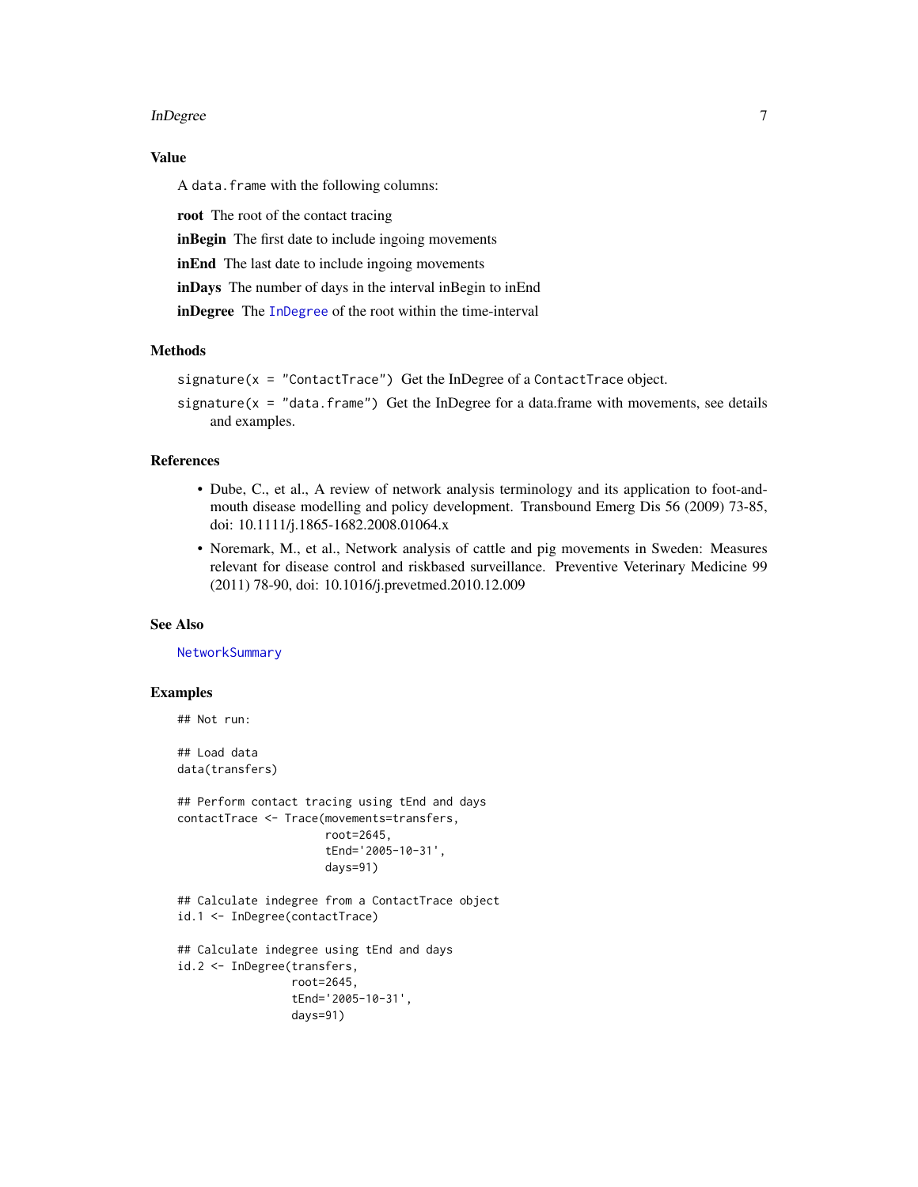## Value

A `data.frame` with the following columns:

**root** The root of the contact tracing

**inBegin** The first date to include ingoing movements

**inEnd** The last date to include ingoing movements

**inDays** The number of days in the interval inBegin to inEnd

**inDegree** The `InDegree` of the root within the time-interval

## Methods

`signature(x = "ContactTrace")` Get the InDegree of a `ContactTrace` object.

`signature(x = "data.frame")` Get the InDegree for a data.frame with movements, see details and examples.

## References

- Dube, C., et al., A review of network analysis terminology and its application to foot-and-mouth disease modelling and policy development. Transbound Emerg Dis 56 (2009) 73-85, doi: 10.1111/j.1865-1682.2008.01064.x
- Noremark, M., et al., Network analysis of cattle and pig movements in Sweden: Measures relevant for disease control and riskbased surveillance. Preventive Veterinary Medicine 99 (2011) 78-90, doi: 10.1016/j.prevetmed.2010.12.009

## See Also

`NetworkSummary`

## Examples

```
## Not run:

## Load data
data(transfers)

## Perform contact tracing using tEnd and days
contactTrace <- Trace(movements=transfers,
                      root=2645,
                      tEnd='2005-10-31',
                      days=91)

## Calculate indegree from a ContactTrace object
id.1 <- InDegree(contactTrace)

## Calculate indegree using tEnd and days
id.2 <- InDegree(transfers,
                 root=2645,
                 tEnd='2005-10-31',
                 days=91)
```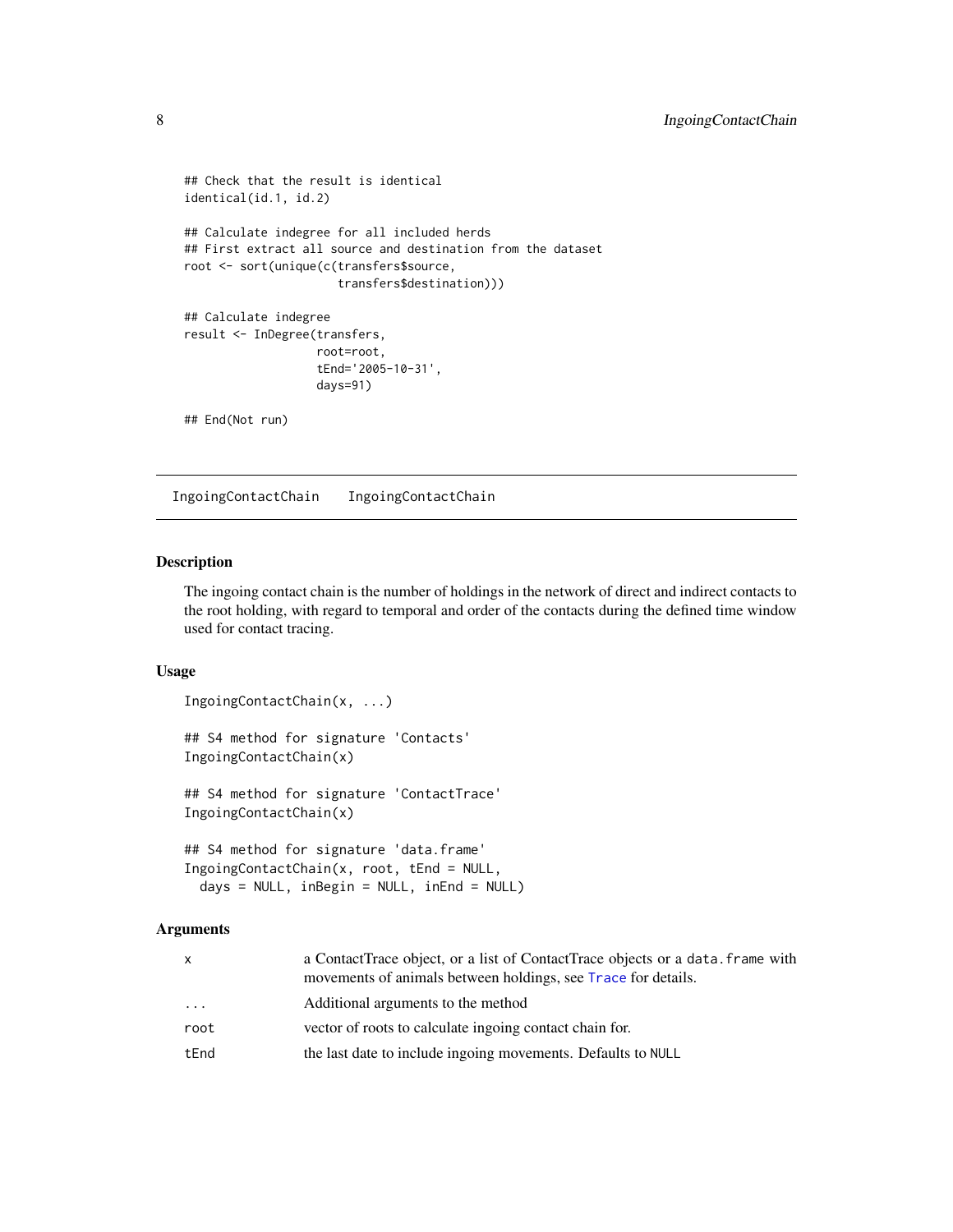```
## Check that the result is identical
identical(id.1, id.2)

## Calculate indegree for all included herds
## First extract all source and destination from the dataset
root <- sort(unique(c(transfers$source,
                      transfers$destination)))

## Calculate indegree
result <- InDegree(transfers,
                   root=root,
                   tEnd='2005-10-31',
                   days=91)

## End(Not run)
```

## IngoingContactChain    IngoingContactChain

### Description

The ingoing contact chain is the number of holdings in the network of direct and indirect contacts to the root holding, with regard to temporal and order of the contacts during the defined time window used for contact tracing.

### Usage

```
IngoingContactChain(x, ...)

## S4 method for signature 'Contacts'
IngoingContactChain(x)

## S4 method for signature 'ContactTrace'
IngoingContactChain(x)

## S4 method for signature 'data.frame'
IngoingContactChain(x, root, tEnd = NULL,
  days = NULL, inBegin = NULL, inEnd = NULL)
```

### Arguments

| | |
|---|---|
| `x` | a ContactTrace object, or a list of ContactTrace objects or a `data.frame` with movements of animals between holdings, see `Trace` for details. |
| `...` | Additional arguments to the method |
| `root` | vector of roots to calculate ingoing contact chain for. |
| `tEnd` | the last date to include ingoing movements. Defaults to `NULL` |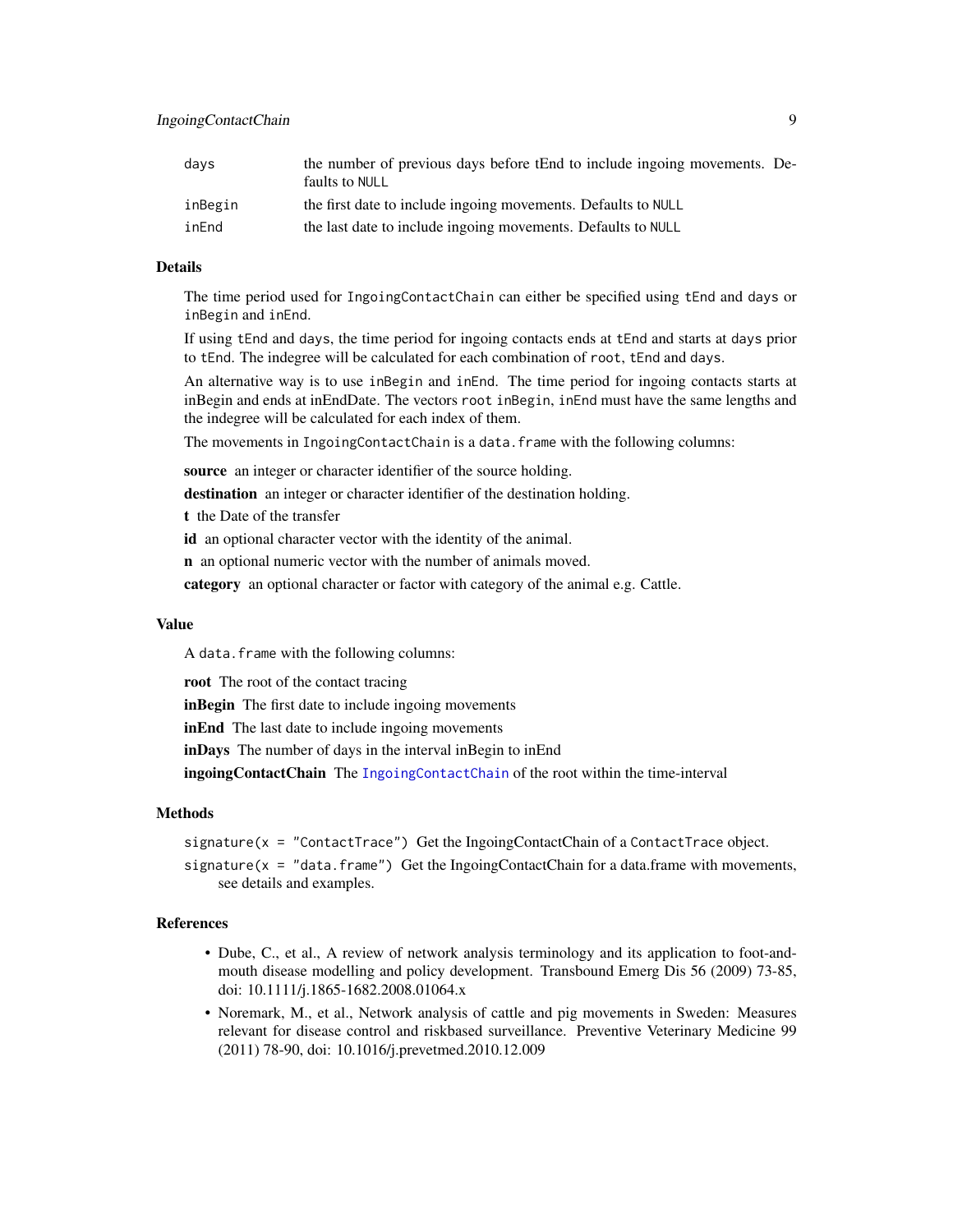| | |
|---|---|
| `days` | the number of previous days before tEnd to include ingoing movements. Defaults to `NULL` |
| `inBegin` | the first date to include ingoing movements. Defaults to `NULL` |
| `inEnd` | the last date to include ingoing movements. Defaults to `NULL` |

## Details

The time period used for `IngoingContactChain` can either be specified using `tEnd` and `days` or `inBegin` and `inEnd`.

If using `tEnd` and `days`, the time period for ingoing contacts ends at `tEnd` and starts at `days` prior to `tEnd`. The indegree will be calculated for each combination of `root`, `tEnd` and `days`.

An alternative way is to use `inBegin` and `inEnd`. The time period for ingoing contacts starts at inBegin and ends at inEndDate. The vectors `root` `inBegin`, `inEnd` must have the same lengths and the indegree will be calculated for each index of them.

The movements in `IngoingContactChain` is a `data.frame` with the following columns:

**source** an integer or character identifier of the source holding.

**destination** an integer or character identifier of the destination holding.

**t** the Date of the transfer

**id** an optional character vector with the identity of the animal.

**n** an optional numeric vector with the number of animals moved.

**category** an optional character or factor with category of the animal e.g. Cattle.

## Value

A `data.frame` with the following columns:

**root** The root of the contact tracing

**inBegin** The first date to include ingoing movements

**inEnd** The last date to include ingoing movements

**inDays** The number of days in the interval inBegin to inEnd

**ingoingContactChain** The `IngoingContactChain` of the root within the time-interval

## Methods

`signature(x = "ContactTrace")` Get the IngoingContactChain of a `ContactTrace` object.

`signature(x = "data.frame")` Get the IngoingContactChain for a data.frame with movements, see details and examples.

## References

- Dube, C., et al., A review of network analysis terminology and its application to foot-and-mouth disease modelling and policy development. Transbound Emerg Dis 56 (2009) 73-85, doi: 10.1111/j.1865-1682.2008.01064.x
- Noremark, M., et al., Network analysis of cattle and pig movements in Sweden: Measures relevant for disease control and riskbased surveillance. Preventive Veterinary Medicine 99 (2011) 78-90, doi: 10.1016/j.prevetmed.2010.12.009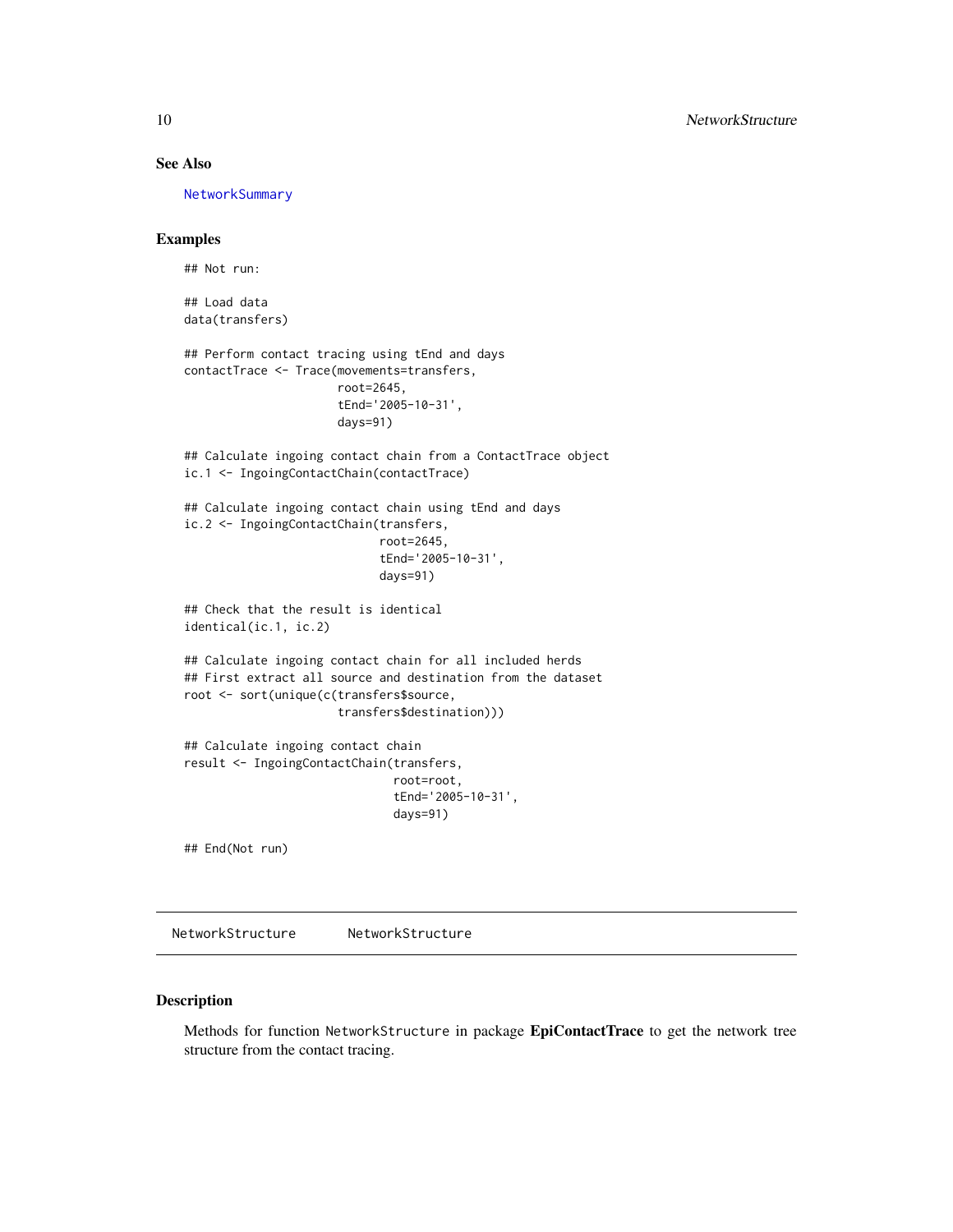## See Also

NetworkSummary

## Examples

```
## Not run:

## Load data
data(transfers)

## Perform contact tracing using tEnd and days
contactTrace <- Trace(movements=transfers,
                      root=2645,
                      tEnd='2005-10-31',
                      days=91)

## Calculate ingoing contact chain from a ContactTrace object
ic.1 <- IngoingContactChain(contactTrace)

## Calculate ingoing contact chain using tEnd and days
ic.2 <- IngoingContactChain(transfers,
                            root=2645,
                            tEnd='2005-10-31',
                            days=91)

## Check that the result is identical
identical(ic.1, ic.2)

## Calculate ingoing contact chain for all included herds
## First extract all source and destination from the dataset
root <- sort(unique(c(transfers$source,
                      transfers$destination)))

## Calculate ingoing contact chain
result <- IngoingContactChain(transfers,
                              root=root,
                              tEnd='2005-10-31',
                              days=91)

## End(Not run)
```

---

NetworkStructure        NetworkStructure

---

## Description

Methods for function `NetworkStructure` in package **EpiContactTrace** to get the network tree structure from the contact tracing.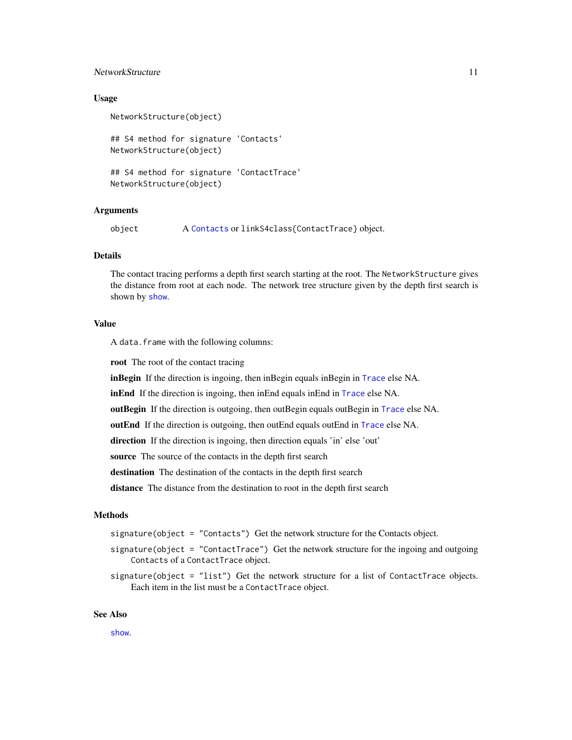### Usage

```
NetworkStructure(object)

## S4 method for signature 'Contacts'
NetworkStructure(object)

## S4 method for signature 'ContactTrace'
NetworkStructure(object)
```

### Arguments

| | |
|---|---|
| object | A Contacts or linkS4class{ContactTrace} object. |

### Details

The contact tracing performs a depth first search starting at the root. The `NetworkStructure` gives the distance from root at each node. The network tree structure given by the depth first search is shown by show.

### Value

A `data.frame` with the following columns:

**root** The root of the contact tracing

**inBegin** If the direction is ingoing, then inBegin equals inBegin in Trace else NA.

**inEnd** If the direction is ingoing, then inEnd equals inEnd in Trace else NA.

**outBegin** If the direction is outgoing, then outBegin equals outBegin in Trace else NA.

**outEnd** If the direction is outgoing, then outEnd equals outEnd in Trace else NA.

**direction** If the direction is ingoing, then direction equals 'in' else 'out'

**source** The source of the contacts in the depth first search

**destination** The destination of the contacts in the depth first search

**distance** The distance from the destination to root in the depth first search

### Methods

`signature(object = "Contacts")` Get the network structure for the Contacts object.

`signature(object = "ContactTrace")` Get the network structure for the ingoing and outgoing `Contacts` of a `ContactTrace` object.

`signature(object = "list")` Get the network structure for a list of `ContactTrace` objects. Each item in the list must be a `ContactTrace` object.

### See Also

show.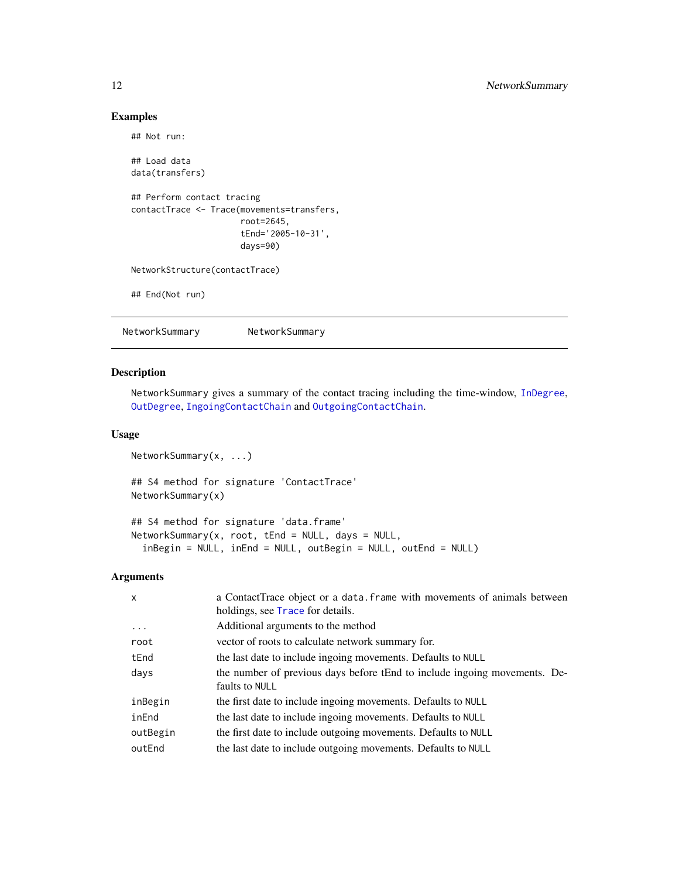## Examples

```
## Not run:

## Load data
data(transfers)

## Perform contact tracing
contactTrace <- Trace(movements=transfers,
                      root=2645,
                      tEnd='2005-10-31',
                      days=90)

NetworkStructure(contactTrace)

## End(Not run)
```

---

NetworkSummary &nbsp;&nbsp;&nbsp;&nbsp;&nbsp; NetworkSummary

---

## Description

NetworkSummary gives a summary of the contact tracing including the time-window, InDegree, OutDegree, IngoingContactChain and OutgoingContactChain.

## Usage

```
NetworkSummary(x, ...)

## S4 method for signature 'ContactTrace'
NetworkSummary(x)

## S4 method for signature 'data.frame'
NetworkSummary(x, root, tEnd = NULL, days = NULL,
  inBegin = NULL, inEnd = NULL, outBegin = NULL, outEnd = NULL)
```

## Arguments

| | |
|---|---|
| x | a ContactTrace object or a data.frame with movements of animals between holdings, see Trace for details. |
| ... | Additional arguments to the method |
| root | vector of roots to calculate network summary for. |
| tEnd | the last date to include ingoing movements. Defaults to NULL |
| days | the number of previous days before tEnd to include ingoing movements. Defaults to NULL |
| inBegin | the first date to include ingoing movements. Defaults to NULL |
| inEnd | the last date to include ingoing movements. Defaults to NULL |
| outBegin | the first date to include outgoing movements. Defaults to NULL |
| outEnd | the last date to include outgoing movements. Defaults to NULL |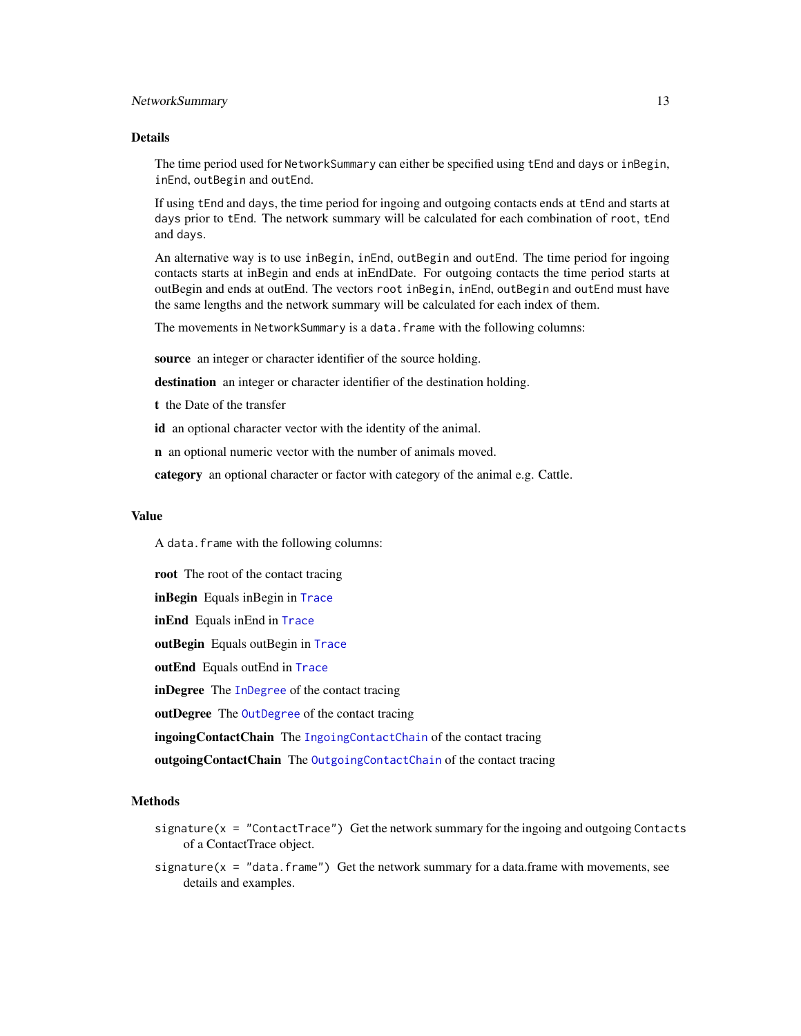## Details

The time period used for `NetworkSummary` can either be specified using `tEnd` and `days` or `inBegin`, `inEnd`, `outBegin` and `outEnd`.

If using `tEnd` and `days`, the time period for ingoing and outgoing contacts ends at `tEnd` and starts at `days` prior to `tEnd`. The network summary will be calculated for each combination of `root`, `tEnd` and `days`.

An alternative way is to use `inBegin`, `inEnd`, `outBegin` and `outEnd`. The time period for ingoing contacts starts at inBegin and ends at inEndDate. For outgoing contacts the time period starts at outBegin and ends at outEnd. The vectors `root` `inBegin`, `inEnd`, `outBegin` and `outEnd` must have the same lengths and the network summary will be calculated for each index of them.

The movements in `NetworkSummary` is a `data.frame` with the following columns:

**source** an integer or character identifier of the source holding.

**destination** an integer or character identifier of the destination holding.

**t** the Date of the transfer

**id** an optional character vector with the identity of the animal.

**n** an optional numeric vector with the number of animals moved.

**category** an optional character or factor with category of the animal e.g. Cattle.

## Value

A `data.frame` with the following columns:

**root** The root of the contact tracing

**inBegin** Equals inBegin in `Trace`

**inEnd** Equals inEnd in `Trace`

**outBegin** Equals outBegin in `Trace`

**outEnd** Equals outEnd in `Trace`

**inDegree** The `InDegree` of the contact tracing

**outDegree** The `OutDegree` of the contact tracing

**ingoingContactChain** The `IngoingContactChain` of the contact tracing

**outgoingContactChain** The `OutgoingContactChain` of the contact tracing

## Methods

`signature(x = "ContactTrace")` Get the network summary for the ingoing and outgoing `Contacts` of a ContactTrace object.

`signature(x = "data.frame")` Get the network summary for a data.frame with movements, see details and examples.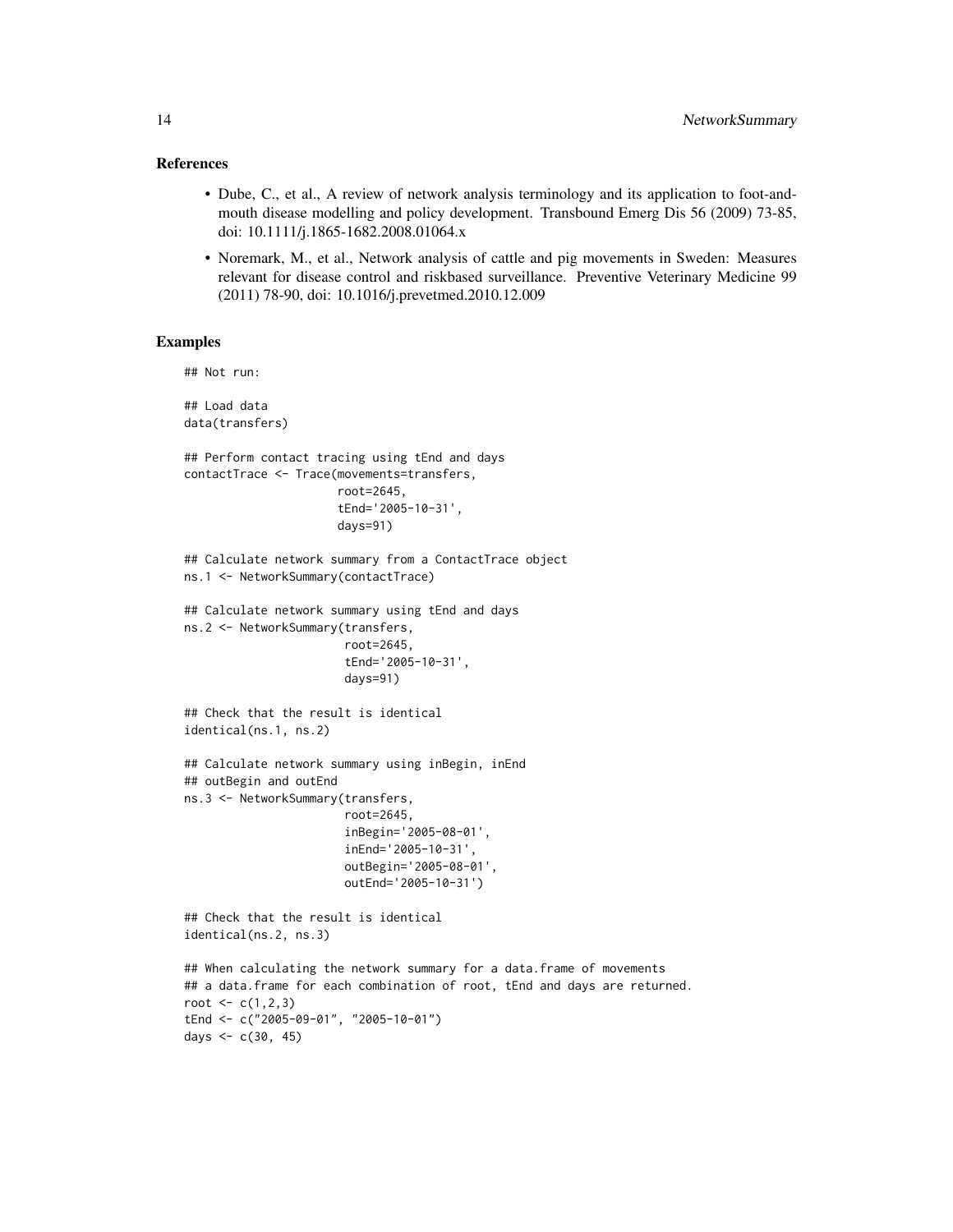### References

- Dube, C., et al., A review of network analysis terminology and its application to foot-and-mouth disease modelling and policy development. Transbound Emerg Dis 56 (2009) 73-85, doi: 10.1111/j.1865-1682.2008.01064.x
- Noremark, M., et al., Network analysis of cattle and pig movements in Sweden: Measures relevant for disease control and riskbased surveillance. Preventive Veterinary Medicine 99 (2011) 78-90, doi: 10.1016/j.prevetmed.2010.12.009

### Examples

```
## Not run:

## Load data
data(transfers)

## Perform contact tracing using tEnd and days
contactTrace <- Trace(movements=transfers,
                      root=2645,
                      tEnd='2005-10-31',
                      days=91)

## Calculate network summary from a ContactTrace object
ns.1 <- NetworkSummary(contactTrace)

## Calculate network summary using tEnd and days
ns.2 <- NetworkSummary(transfers,
                       root=2645,
                       tEnd='2005-10-31',
                       days=91)

## Check that the result is identical
identical(ns.1, ns.2)

## Calculate network summary using inBegin, inEnd
## outBegin and outEnd
ns.3 <- NetworkSummary(transfers,
                       root=2645,
                       inBegin='2005-08-01',
                       inEnd='2005-10-31',
                       outBegin='2005-08-01',
                       outEnd='2005-10-31')

## Check that the result is identical
identical(ns.2, ns.3)

## When calculating the network summary for a data.frame of movements
## a data.frame for each combination of root, tEnd and days are returned.
root <- c(1,2,3)
tEnd <- c("2005-09-01", "2005-10-01")
days <- c(30, 45)
```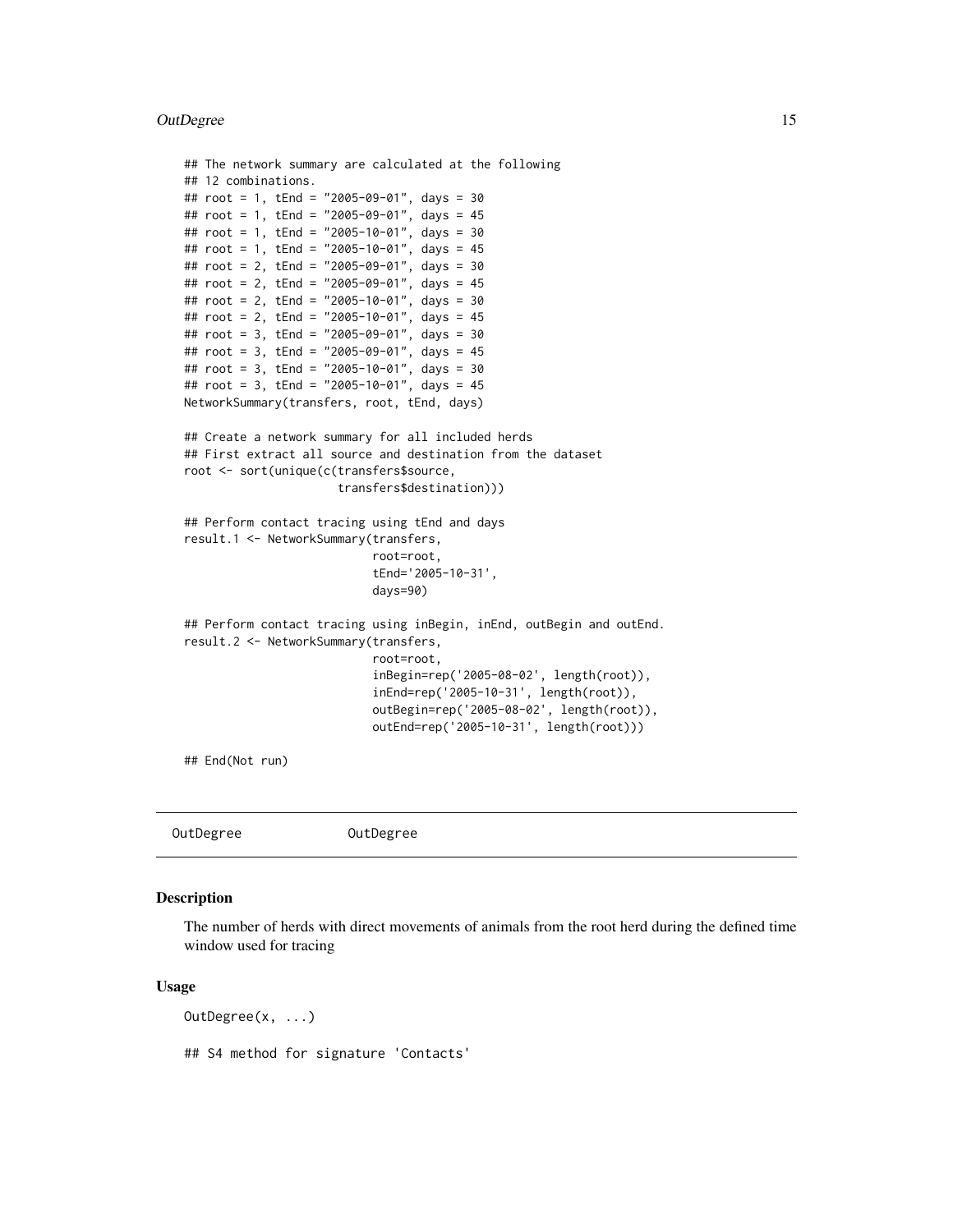```
## The network summary are calculated at the following
## 12 combinations.
## root = 1, tEnd = "2005-09-01", days = 30
## root = 1, tEnd = "2005-09-01", days = 45
## root = 1, tEnd = "2005-10-01", days = 30
## root = 1, tEnd = "2005-10-01", days = 45
## root = 2, tEnd = "2005-09-01", days = 30
## root = 2, tEnd = "2005-09-01", days = 45
## root = 2, tEnd = "2005-10-01", days = 30
## root = 2, tEnd = "2005-10-01", days = 45
## root = 3, tEnd = "2005-09-01", days = 30
## root = 3, tEnd = "2005-09-01", days = 45
## root = 3, tEnd = "2005-10-01", days = 30
## root = 3, tEnd = "2005-10-01", days = 45
NetworkSummary(transfers, root, tEnd, days)

## Create a network summary for all included herds
## First extract all source and destination from the dataset
root <- sort(unique(c(transfers$source,
                      transfers$destination)))

## Perform contact tracing using tEnd and days
result.1 <- NetworkSummary(transfers,
                           root=root,
                           tEnd='2005-10-31',
                           days=90)

## Perform contact tracing using inBegin, inEnd, outBegin and outEnd.
result.2 <- NetworkSummary(transfers,
                           root=root,
                           inBegin=rep('2005-08-02', length(root)),
                           inEnd=rep('2005-10-31', length(root)),
                           outBegin=rep('2005-08-02', length(root)),
                           outEnd=rep('2005-10-31', length(root)))

## End(Not run)
```

---

OutDegree &nbsp;&nbsp;&nbsp;&nbsp;&nbsp;&nbsp;&nbsp; OutDegree

---

### Description

The number of herds with direct movements of animals from the root herd during the defined time window used for tracing

### Usage

```
OutDegree(x, ...)

## S4 method for signature 'Contacts'
```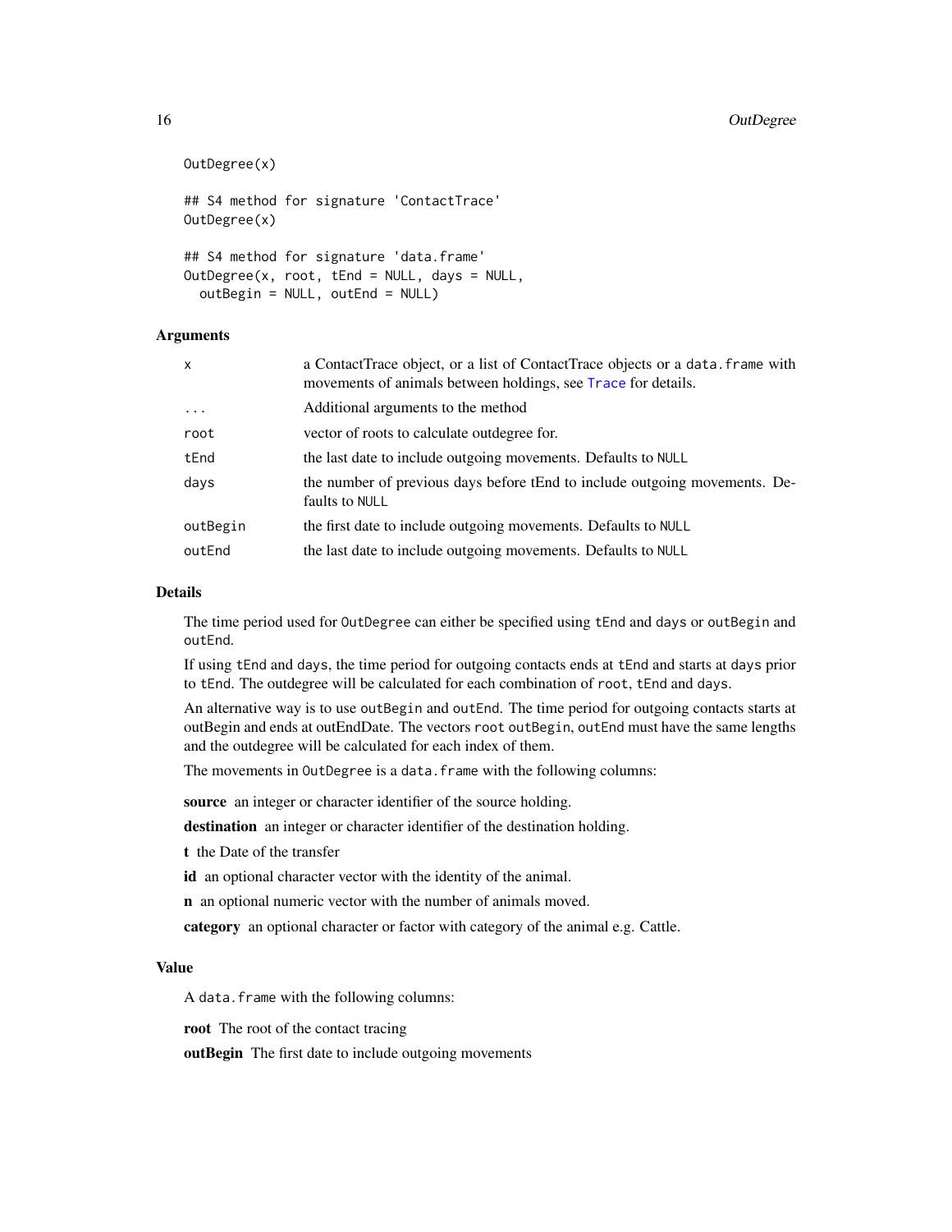```
OutDegree(x)

## S4 method for signature 'ContactTrace'
OutDegree(x)

## S4 method for signature 'data.frame'
OutDegree(x, root, tEnd = NULL, days = NULL,
  outBegin = NULL, outEnd = NULL)
```

### Arguments

| | |
|---|---|
| `x` | a ContactTrace object, or a list of ContactTrace objects or a `data.frame` with movements of animals between holdings, see `Trace` for details. |
| `...` | Additional arguments to the method |
| `root` | vector of roots to calculate outdegree for. |
| `tEnd` | the last date to include outgoing movements. Defaults to `NULL` |
| `days` | the number of previous days before tEnd to include outgoing movements. Defaults to `NULL` |
| `outBegin` | the first date to include outgoing movements. Defaults to `NULL` |
| `outEnd` | the last date to include outgoing movements. Defaults to `NULL` |

### Details

The time period used for `OutDegree` can either be specified using `tEnd` and `days` or `outBegin` and `outEnd`.

If using `tEnd` and `days`, the time period for outgoing contacts ends at `tEnd` and starts at `days` prior to `tEnd`. The outdegree will be calculated for each combination of `root`, `tEnd` and `days`.

An alternative way is to use `outBegin` and `outEnd`. The time period for outgoing contacts starts at outBegin and ends at outEndDate. The vectors `root` `outBegin`, `outEnd` must have the same lengths and the outdegree will be calculated for each index of them.

The movements in `OutDegree` is a `data.frame` with the following columns:

**source** an integer or character identifier of the source holding.

**destination** an integer or character identifier of the destination holding.

**t** the Date of the transfer

**id** an optional character vector with the identity of the animal.

**n** an optional numeric vector with the number of animals moved.

**category** an optional character or factor with category of the animal e.g. Cattle.

### Value

A `data.frame` with the following columns:

**root** The root of the contact tracing

**outBegin** The first date to include outgoing movements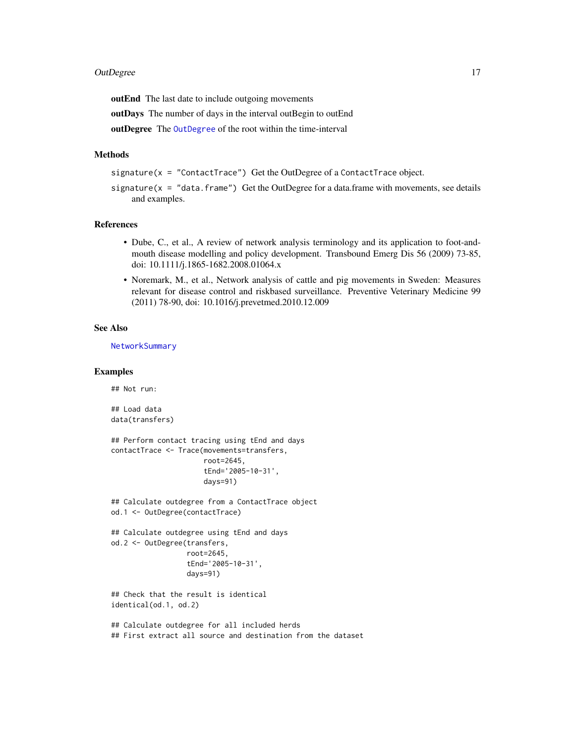**outEnd** The last date to include outgoing movements

**outDays** The number of days in the interval outBegin to outEnd

**outDegree** The OutDegree of the root within the time-interval

## Methods

`signature(x = "ContactTrace")` Get the OutDegree of a ContactTrace object.

`signature(x = "data.frame")` Get the OutDegree for a data.frame with movements, see details and examples.

## References

- Dube, C., et al., A review of network analysis terminology and its application to foot-and-mouth disease modelling and policy development. Transbound Emerg Dis 56 (2009) 73-85, doi: 10.1111/j.1865-1682.2008.01064.x
- Noremark, M., et al., Network analysis of cattle and pig movements in Sweden: Measures relevant for disease control and riskbased surveillance. Preventive Veterinary Medicine 99 (2011) 78-90, doi: 10.1016/j.prevetmed.2010.12.009

## See Also

NetworkSummary

## Examples

```
## Not run:

## Load data
data(transfers)

## Perform contact tracing using tEnd and days
contactTrace <- Trace(movements=transfers,
                      root=2645,
                      tEnd='2005-10-31',
                      days=91)

## Calculate outdegree from a ContactTrace object
od.1 <- OutDegree(contactTrace)

## Calculate outdegree using tEnd and days
od.2 <- OutDegree(transfers,
                  root=2645,
                  tEnd='2005-10-31',
                  days=91)

## Check that the result is identical
identical(od.1, od.2)

## Calculate outdegree for all included herds
## First extract all source and destination from the dataset
```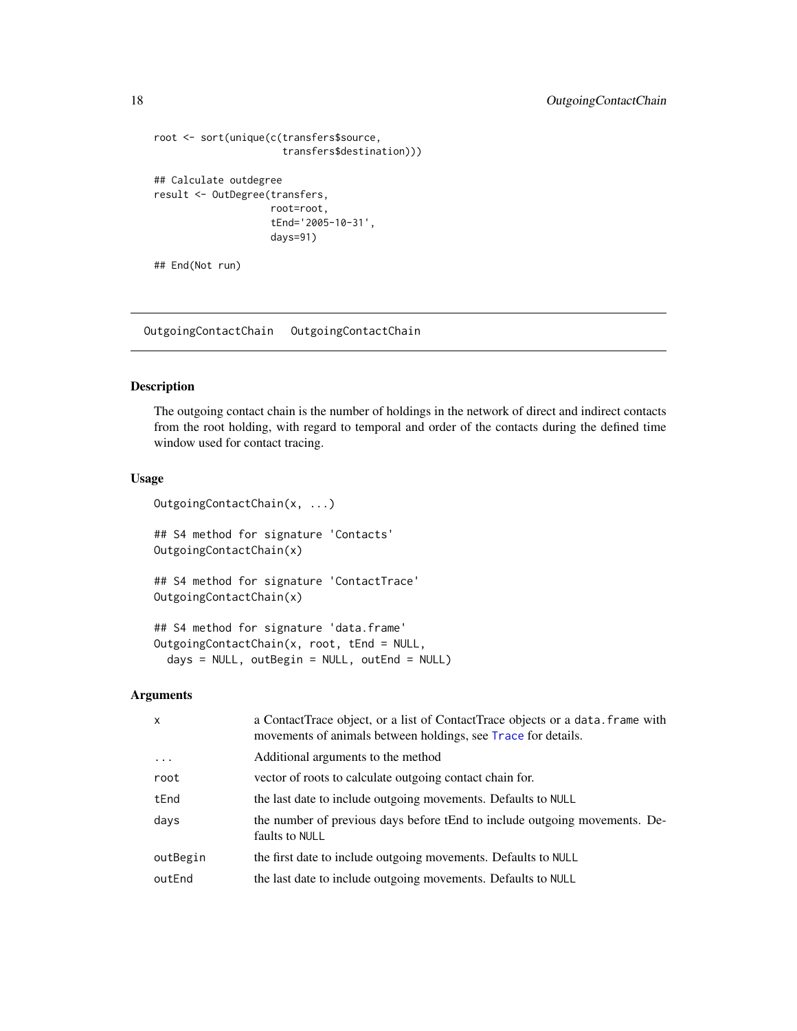```
root <- sort(unique(c(transfers$source,
                      transfers$destination)))

## Calculate outdegree
result <- OutDegree(transfers,
                    root=root,
                    tEnd='2005-10-31',
                    days=91)

## End(Not run)
```

---

OutgoingContactChain    OutgoingContactChain

---

## Description

The outgoing contact chain is the number of holdings in the network of direct and indirect contacts from the root holding, with regard to temporal and order of the contacts during the defined time window used for contact tracing.

## Usage

```
OutgoingContactChain(x, ...)

## S4 method for signature 'Contacts'
OutgoingContactChain(x)

## S4 method for signature 'ContactTrace'
OutgoingContactChain(x)

## S4 method for signature 'data.frame'
OutgoingContactChain(x, root, tEnd = NULL,
  days = NULL, outBegin = NULL, outEnd = NULL)
```

## Arguments

| | |
|---|---|
| `x` | a ContactTrace object, or a list of ContactTrace objects or a `data.frame` with movements of animals between holdings, see `Trace` for details. |
| `...` | Additional arguments to the method |
| `root` | vector of roots to calculate outgoing contact chain for. |
| `tEnd` | the last date to include outgoing movements. Defaults to `NULL` |
| `days` | the number of previous days before tEnd to include outgoing movements. Defaults to `NULL` |
| `outBegin` | the first date to include outgoing movements. Defaults to `NULL` |
| `outEnd` | the last date to include outgoing movements. Defaults to `NULL` |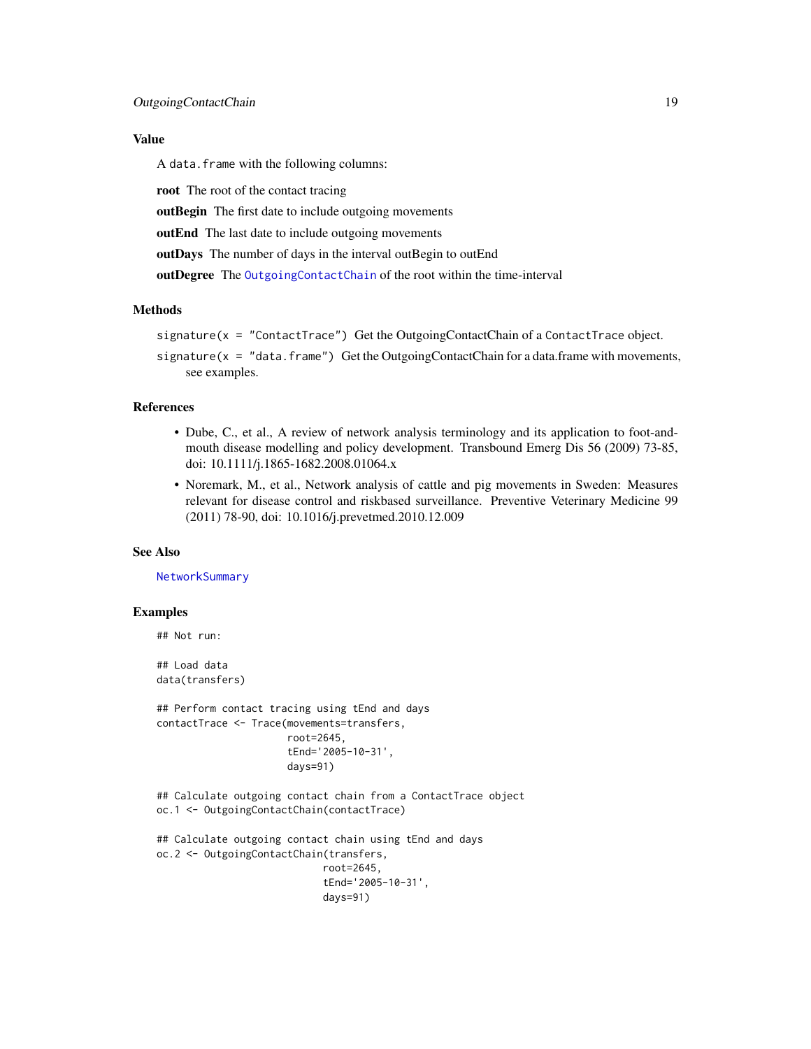### Value

A `data.frame` with the following columns:

**root** The root of the contact tracing

**outBegin** The first date to include outgoing movements

**outEnd** The last date to include outgoing movements

**outDays** The number of days in the interval outBegin to outEnd

**outDegree** The `OutgoingContactChain` of the root within the time-interval

### Methods

`signature(x = "ContactTrace")` Get the OutgoingContactChain of a `ContactTrace` object.

`signature(x = "data.frame")` Get the OutgoingContactChain for a data.frame with movements, see examples.

### References

- Dube, C., et al., A review of network analysis terminology and its application to foot-and-mouth disease modelling and policy development. Transbound Emerg Dis 56 (2009) 73-85, doi: 10.1111/j.1865-1682.2008.01064.x
- Noremark, M., et al., Network analysis of cattle and pig movements in Sweden: Measures relevant for disease control and riskbased surveillance. Preventive Veterinary Medicine 99 (2011) 78-90, doi: 10.1016/j.prevetmed.2010.12.009

### See Also

`NetworkSummary`

### Examples

```
## Not run:

## Load data
data(transfers)

## Perform contact tracing using tEnd and days
contactTrace <- Trace(movements=transfers,
                      root=2645,
                      tEnd='2005-10-31',
                      days=91)

## Calculate outgoing contact chain from a ContactTrace object
oc.1 <- OutgoingContactChain(contactTrace)

## Calculate outgoing contact chain using tEnd and days
oc.2 <- OutgoingContactChain(transfers,
                             root=2645,
                             tEnd='2005-10-31',
                             days=91)
```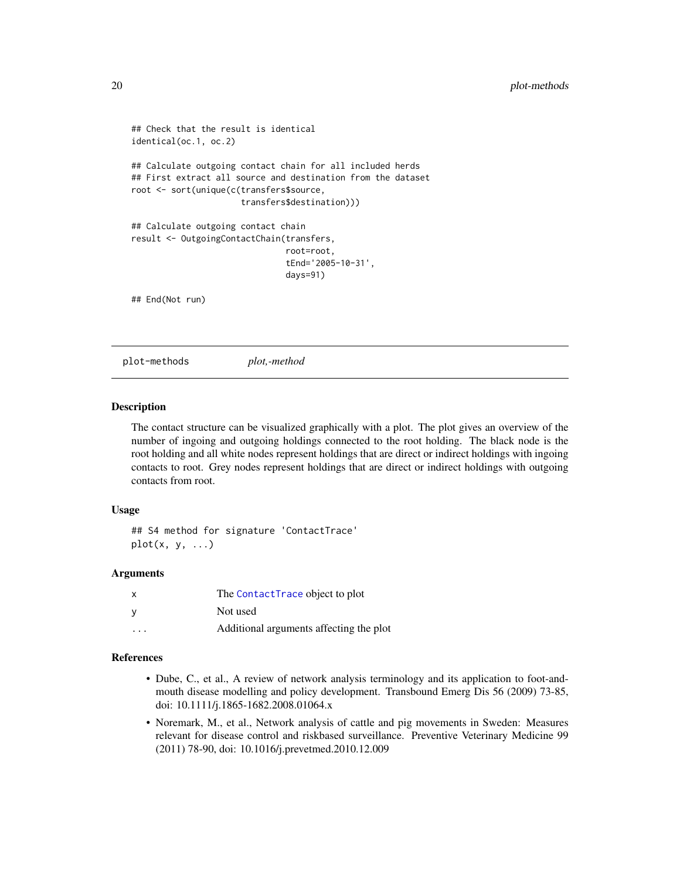```
## Check that the result is identical
identical(oc.1, oc.2)

## Calculate outgoing contact chain for all included herds
## First extract all source and destination from the dataset
root <- sort(unique(c(transfers$source,
                      transfers$destination)))

## Calculate outgoing contact chain
result <- OutgoingContactChain(transfers,
                               root=root,
                               tEnd='2005-10-31',
                               days=91)

## End(Not run)
```

## plot-methods    *plot,-method*

### Description

The contact structure can be visualized graphically with a plot. The plot gives an overview of the number of ingoing and outgoing holdings connected to the root holding. The black node is the root holding and all white nodes represent holdings that are direct or indirect holdings with ingoing contacts to root. Grey nodes represent holdings that are direct or indirect holdings with outgoing contacts from root.

### Usage

```
## S4 method for signature 'ContactTrace'
plot(x, y, ...)
```

### Arguments

| | |
|---|---|
| x | The `ContactTrace` object to plot |
| y | Not used |
| ... | Additional arguments affecting the plot |

### References

- Dube, C., et al., A review of network analysis terminology and its application to foot-and-mouth disease modelling and policy development. Transbound Emerg Dis 56 (2009) 73-85, doi: 10.1111/j.1865-1682.2008.01064.x
- Noremark, M., et al., Network analysis of cattle and pig movements in Sweden: Measures relevant for disease control and riskbased surveillance. Preventive Veterinary Medicine 99 (2011) 78-90, doi: 10.1016/j.prevetmed.2010.12.009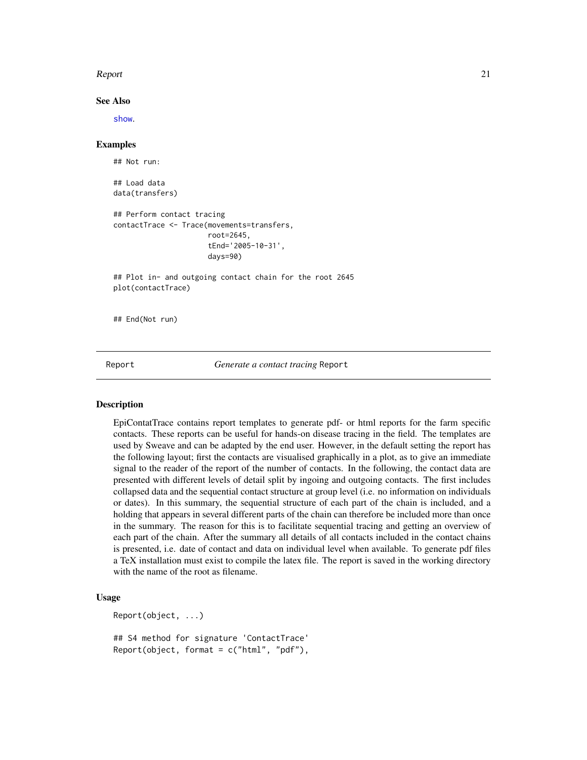### See Also

show.

### Examples

```
## Not run:

## Load data
data(transfers)

## Perform contact tracing
contactTrace <- Trace(movements=transfers,
                      root=2645,
                      tEnd='2005-10-31',
                      days=90)

## Plot in- and outgoing contact chain for the root 2645
plot(contactTrace)


## End(Not run)
```

---

## Report — *Generate a contact tracing* Report

### Description

EpiContatTrace contains report templates to generate pdf- or html reports for the farm specific contacts. These reports can be useful for hands-on disease tracing in the field. The templates are used by Sweave and can be adapted by the end user. However, in the default setting the report has the following layout; first the contacts are visualised graphically in a plot, as to give an immediate signal to the reader of the report of the number of contacts. In the following, the contact data are presented with different levels of detail split by ingoing and outgoing contacts. The first includes collapsed data and the sequential contact structure at group level (i.e. no information on individuals or dates). In this summary, the sequential structure of each part of the chain is included, and a holding that appears in several different parts of the chain can therefore be included more than once in the summary. The reason for this is to facilitate sequential tracing and getting an overview of each part of the chain. After the summary all details of all contacts included in the contact chains is presented, i.e. date of contact and data on individual level when available. To generate pdf files a TeX installation must exist to compile the latex file. The report is saved in the working directory with the name of the root as filename.

### Usage

```
Report(object, ...)

## S4 method for signature 'ContactTrace'
Report(object, format = c("html", "pdf"),
```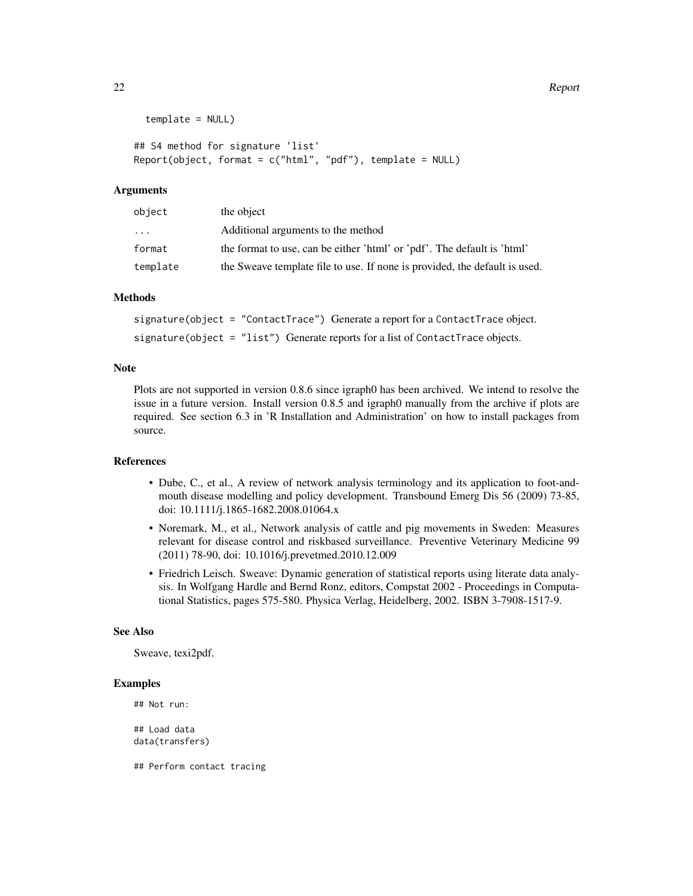```
    template = NULL)

## S4 method for signature 'list'
Report(object, format = c("html", "pdf"), template = NULL)
```

### Arguments

| | |
|---|---|
| object | the object |
| ... | Additional arguments to the method |
| format | the format to use, can be either 'html' or 'pdf'. The default is 'html' |
| template | the Sweave template file to use. If none is provided, the default is used. |

### Methods

signature(object = "ContactTrace") Generate a report for a ContactTrace object.

signature(object = "list") Generate reports for a list of ContactTrace objects.

### Note

Plots are not supported in version 0.8.6 since igraph0 has been archived. We intend to resolve the issue in a future version. Install version 0.8.5 and igraph0 manually from the archive if plots are required. See section 6.3 in 'R Installation and Administration' on how to install packages from source.

### References

- Dube, C., et al., A review of network analysis terminology and its application to foot-and-mouth disease modelling and policy development. Transbound Emerg Dis 56 (2009) 73-85, doi: 10.1111/j.1865-1682.2008.01064.x
- Noremark, M., et al., Network analysis of cattle and pig movements in Sweden: Measures relevant for disease control and riskbased surveillance. Preventive Veterinary Medicine 99 (2011) 78-90, doi: 10.1016/j.prevetmed.2010.12.009
- Friedrich Leisch. Sweave: Dynamic generation of statistical reports using literate data analysis. In Wolfgang Hardle and Bernd Ronz, editors, Compstat 2002 - Proceedings in Computational Statistics, pages 575-580. Physica Verlag, Heidelberg, 2002. ISBN 3-7908-1517-9.

### See Also

Sweave, texi2pdf.

### Examples

```
## Not run:

## Load data
data(transfers)

## Perform contact tracing
```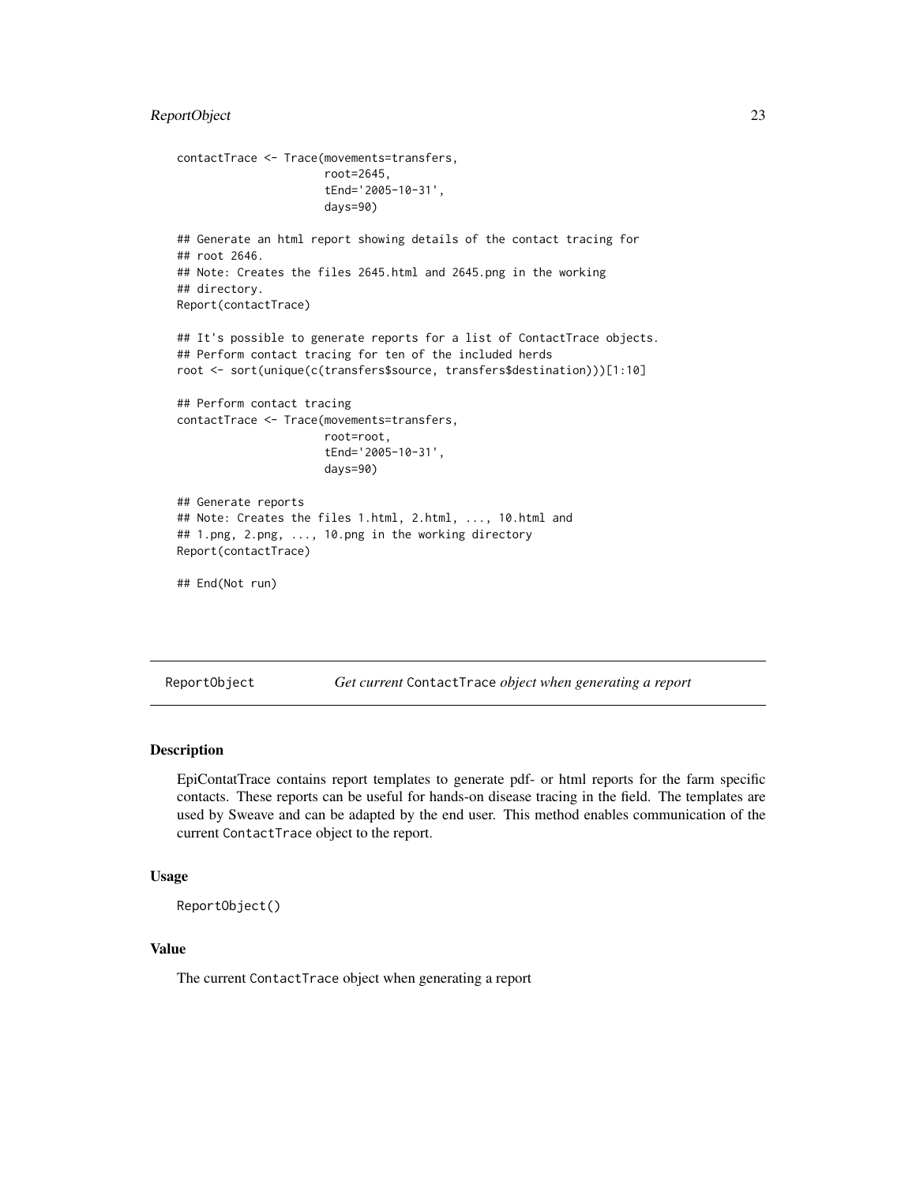```
contactTrace <- Trace(movements=transfers,
                      root=2645,
                      tEnd='2005-10-31',
                      days=90)

## Generate an html report showing details of the contact tracing for
## root 2646.
## Note: Creates the files 2645.html and 2645.png in the working
## directory.
Report(contactTrace)

## It's possible to generate reports for a list of ContactTrace objects.
## Perform contact tracing for ten of the included herds
root <- sort(unique(c(transfers$source, transfers$destination)))[1:10]

## Perform contact tracing
contactTrace <- Trace(movements=transfers,
                      root=root,
                      tEnd='2005-10-31',
                      days=90)

## Generate reports
## Note: Creates the files 1.html, 2.html, ..., 10.html and
## 1.png, 2.png, ..., 10.png in the working directory
Report(contactTrace)

## End(Not run)
```

## ReportObject — *Get current* `ContactTrace` *object when generating a report*

### Description

EpiContatTrace contains report templates to generate pdf- or html reports for the farm specific contacts. These reports can be useful for hands-on disease tracing in the field. The templates are used by Sweave and can be adapted by the end user. This method enables communication of the current `ContactTrace` object to the report.

### Usage

```
ReportObject()
```

### Value

The current `ContactTrace` object when generating a report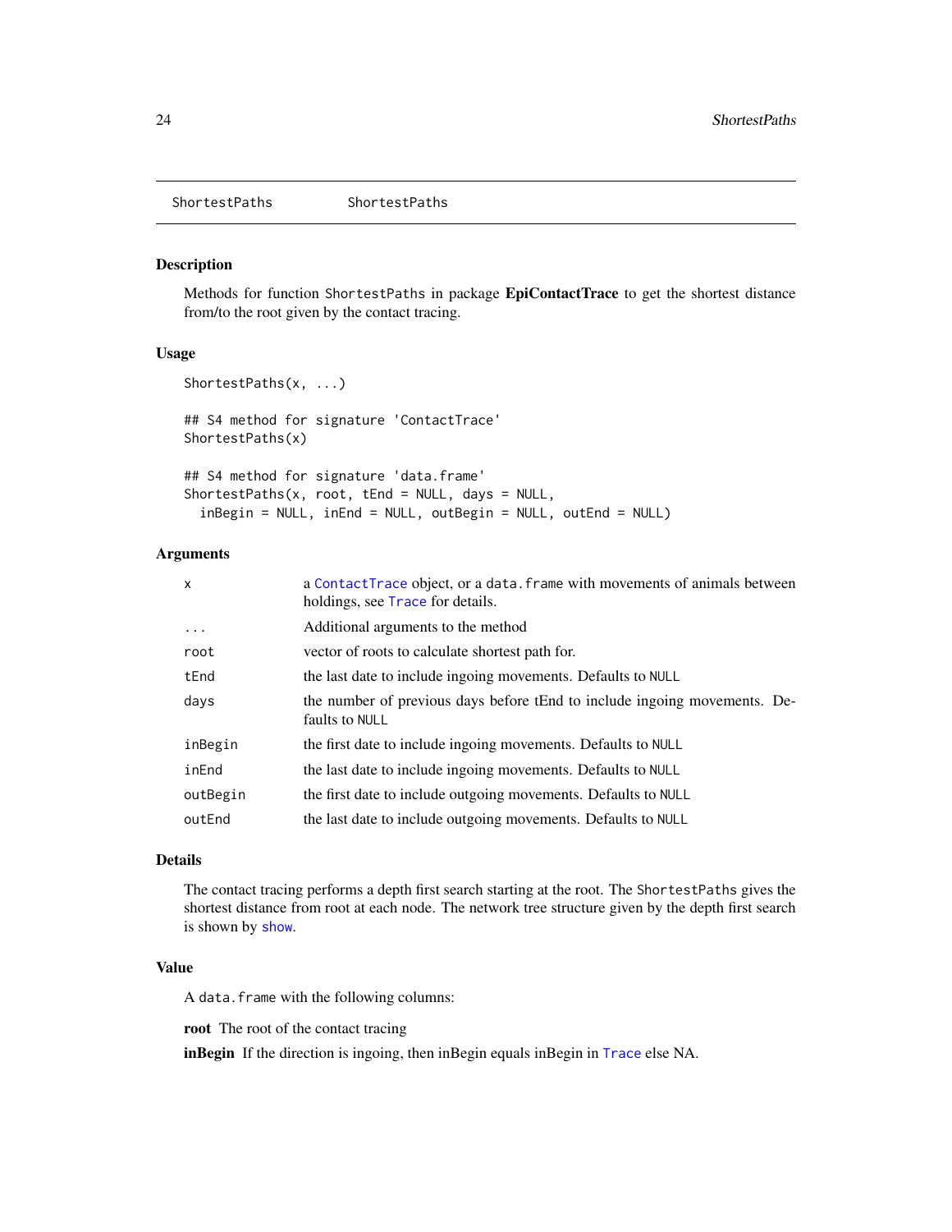ShortestPaths    ShortestPaths

## Description

Methods for function `ShortestPaths` in package **EpiContactTrace** to get the shortest distance from/to the root given by the contact tracing.

## Usage

```
ShortestPaths(x, ...)

## S4 method for signature 'ContactTrace'
ShortestPaths(x)

## S4 method for signature 'data.frame'
ShortestPaths(x, root, tEnd = NULL, days = NULL,
  inBegin = NULL, inEnd = NULL, outBegin = NULL, outEnd = NULL)
```

## Arguments

| | |
|---|---|
| `x` | a `ContactTrace` object, or a `data.frame` with movements of animals between holdings, see `Trace` for details. |
| `...` | Additional arguments to the method |
| `root` | vector of roots to calculate shortest path for. |
| `tEnd` | the last date to include ingoing movements. Defaults to `NULL` |
| `days` | the number of previous days before tEnd to include ingoing movements. Defaults to `NULL` |
| `inBegin` | the first date to include ingoing movements. Defaults to `NULL` |
| `inEnd` | the last date to include ingoing movements. Defaults to `NULL` |
| `outBegin` | the first date to include outgoing movements. Defaults to `NULL` |
| `outEnd` | the last date to include outgoing movements. Defaults to `NULL` |

## Details

The contact tracing performs a depth first search starting at the root. The `ShortestPaths` gives the shortest distance from root at each node. The network tree structure given by the depth first search is shown by `show`.

## Value

A `data.frame` with the following columns:

**root** The root of the contact tracing

**inBegin** If the direction is ingoing, then inBegin equals inBegin in `Trace` else NA.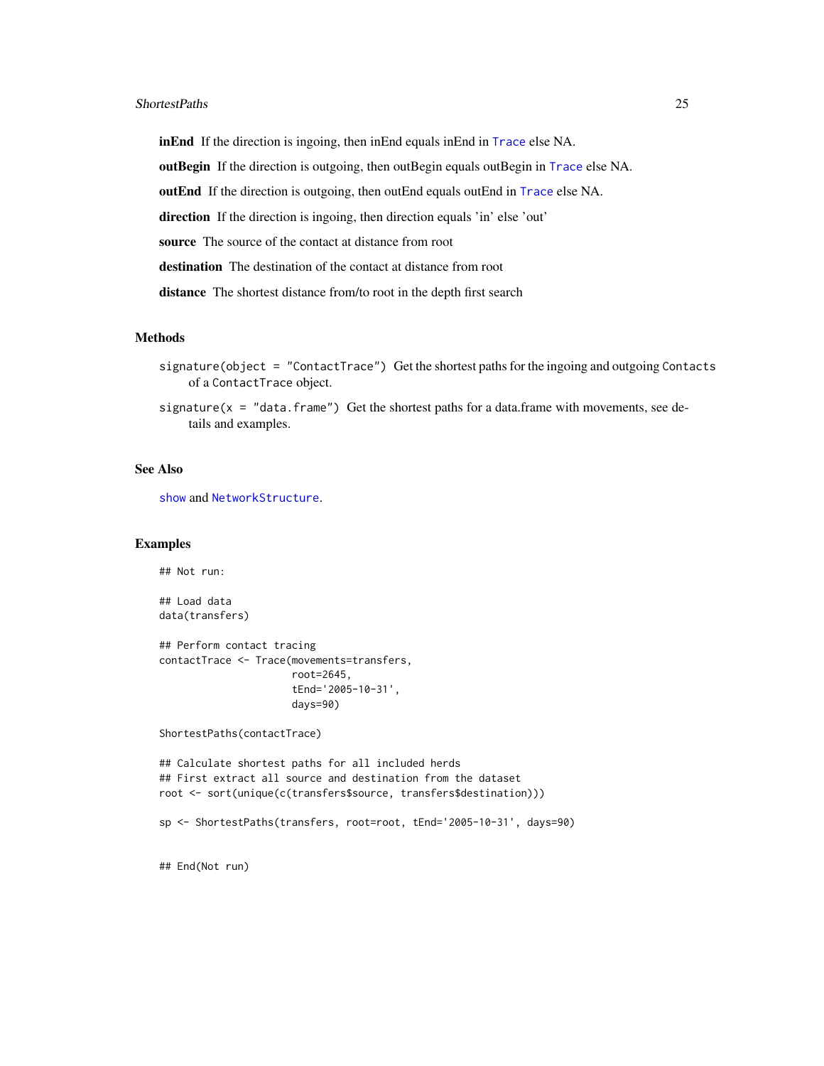**inEnd** If the direction is ingoing, then inEnd equals inEnd in `Trace` else NA.

**outBegin** If the direction is outgoing, then outBegin equals outBegin in `Trace` else NA.

**outEnd** If the direction is outgoing, then outEnd equals outEnd in `Trace` else NA.

**direction** If the direction is ingoing, then direction equals 'in' else 'out'

**source** The source of the contact at distance from root

**destination** The destination of the contact at distance from root

**distance** The shortest distance from/to root in the depth first search

### Methods

`signature(object = "ContactTrace")` Get the shortest paths for the ingoing and outgoing `Contacts` of a `ContactTrace` object.

`signature(x = "data.frame")` Get the shortest paths for a data.frame with movements, see details and examples.

### See Also

`show` and `NetworkStructure`.

### Examples

```
## Not run:

## Load data
data(transfers)

## Perform contact tracing
contactTrace <- Trace(movements=transfers,
                      root=2645,
                      tEnd='2005-10-31',
                      days=90)

ShortestPaths(contactTrace)

## Calculate shortest paths for all included herds
## First extract all source and destination from the dataset
root <- sort(unique(c(transfers$source, transfers$destination)))

sp <- ShortestPaths(transfers, root=root, tEnd='2005-10-31', days=90)


## End(Not run)
```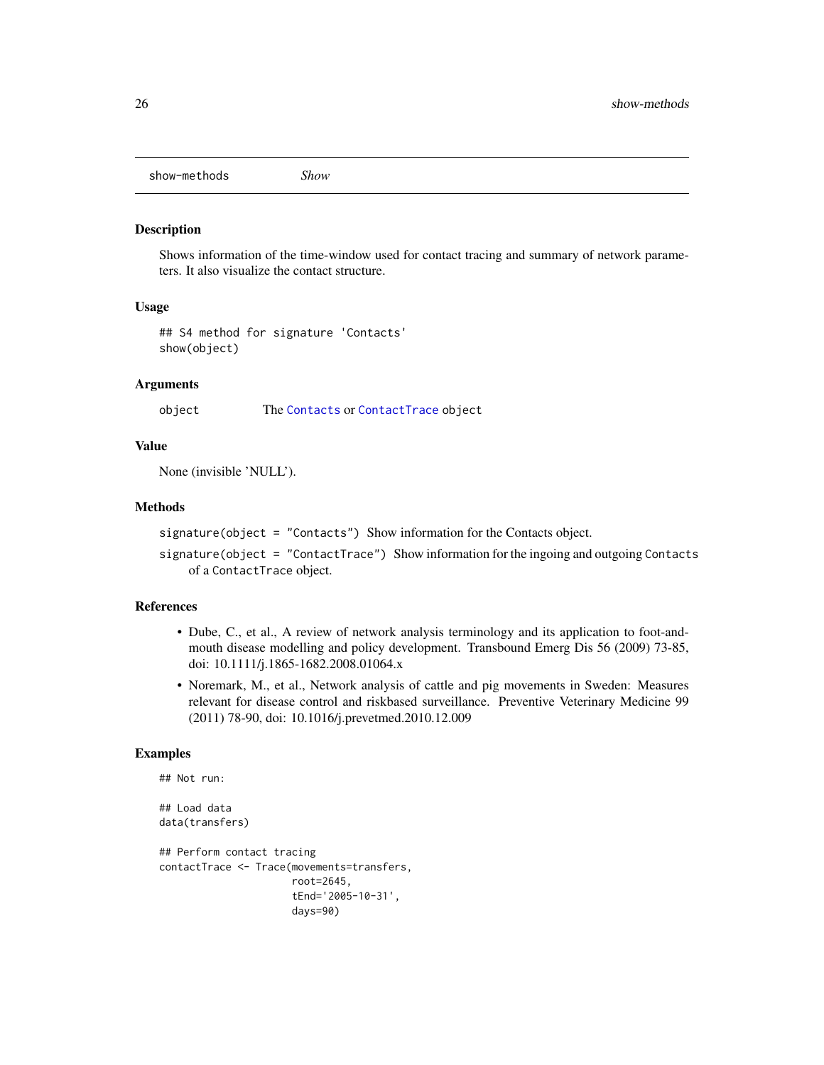## show-methods *Show*

### Description

Shows information of the time-window used for contact tracing and summary of network parameters. It also visualize the contact structure.

### Usage

```
## S4 method for signature 'Contacts'
show(object)
```

### Arguments

`object` The `Contacts` or `ContactTrace` object

### Value

None (invisible 'NULL').

### Methods

`signature(object = "Contacts")` Show information for the Contacts object.

`signature(object = "ContactTrace")` Show information for the ingoing and outgoing `Contacts` of a `ContactTrace` object.

### References

- Dube, C., et al., A review of network analysis terminology and its application to foot-and-mouth disease modelling and policy development. Transbound Emerg Dis 56 (2009) 73-85, doi: 10.1111/j.1865-1682.2008.01064.x
- Noremark, M., et al., Network analysis of cattle and pig movements in Sweden: Measures relevant for disease control and riskbased surveillance. Preventive Veterinary Medicine 99 (2011) 78-90, doi: 10.1016/j.prevetmed.2010.12.009

### Examples

```
## Not run:

## Load data
data(transfers)

## Perform contact tracing
contactTrace <- Trace(movements=transfers,
                      root=2645,
                      tEnd='2005-10-31',
                      days=90)
```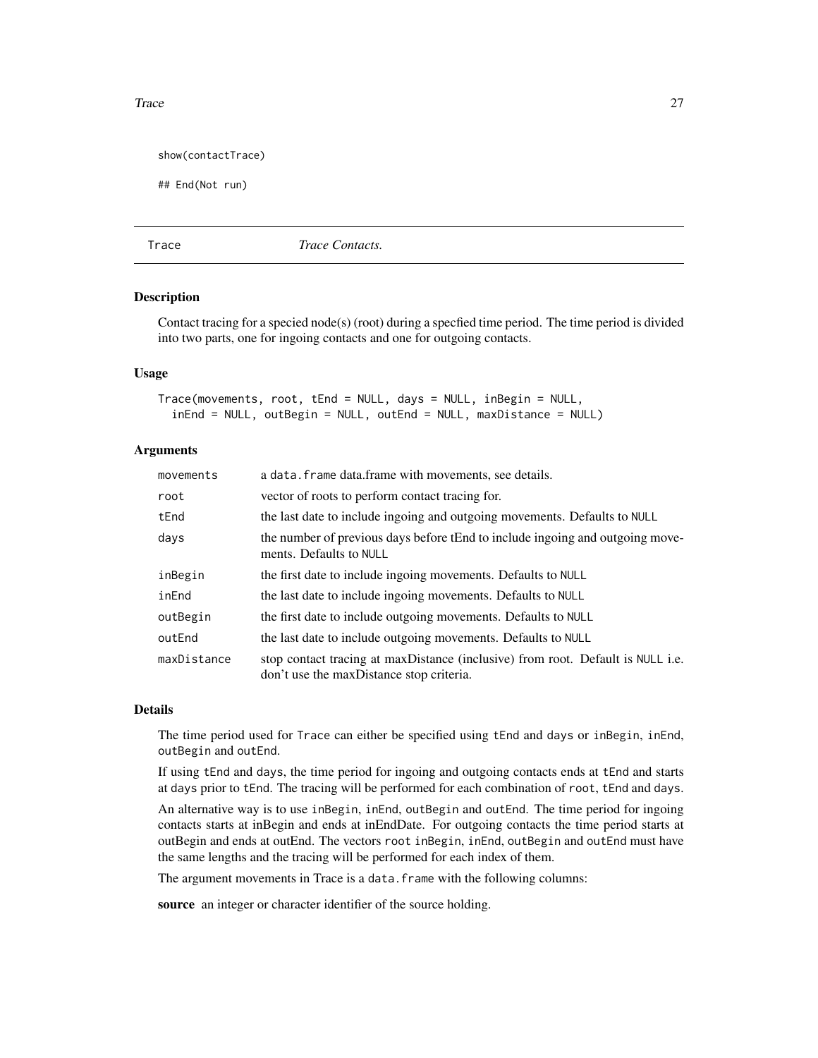```
show(contactTrace)

## End(Not run)
```

---

# Trace — *Trace Contacts.*

## Description

Contact tracing for a specied node(s) (root) during a specfied time period. The time period is divided into two parts, one for ingoing contacts and one for outgoing contacts.

## Usage

```
Trace(movements, root, tEnd = NULL, days = NULL, inBegin = NULL,
  inEnd = NULL, outBegin = NULL, outEnd = NULL, maxDistance = NULL)
```

## Arguments

| | |
|---|---|
| movements | a `data.frame` data.frame with movements, see details. |
| root | vector of roots to perform contact tracing for. |
| tEnd | the last date to include ingoing and outgoing movements. Defaults to `NULL` |
| days | the number of previous days before tEnd to include ingoing and outgoing movements. Defaults to `NULL` |
| inBegin | the first date to include ingoing movements. Defaults to `NULL` |
| inEnd | the last date to include ingoing movements. Defaults to `NULL` |
| outBegin | the first date to include outgoing movements. Defaults to `NULL` |
| outEnd | the last date to include outgoing movements. Defaults to `NULL` |
| maxDistance | stop contact tracing at maxDistance (inclusive) from root. Default is `NULL` i.e. don't use the maxDistance stop criteria. |

## Details

The time period used for `Trace` can either be specified using `tEnd` and `days` or `inBegin`, `inEnd`, `outBegin` and `outEnd`.

If using `tEnd` and `days`, the time period for ingoing and outgoing contacts ends at `tEnd` and starts at `days` prior to `tEnd`. The tracing will be performed for each combination of `root`, `tEnd` and `days`.

An alternative way is to use `inBegin`, `inEnd`, `outBegin` and `outEnd`. The time period for ingoing contacts starts at inBegin and ends at inEndDate. For outgoing contacts the time period starts at outBegin and ends at outEnd. The vectors `root` `inBegin`, `inEnd`, `outBegin` and `outEnd` must have the same lengths and the tracing will be performed for each index of them.

The argument movements in Trace is a `data.frame` with the following columns:

**source** an integer or character identifier of the source holding.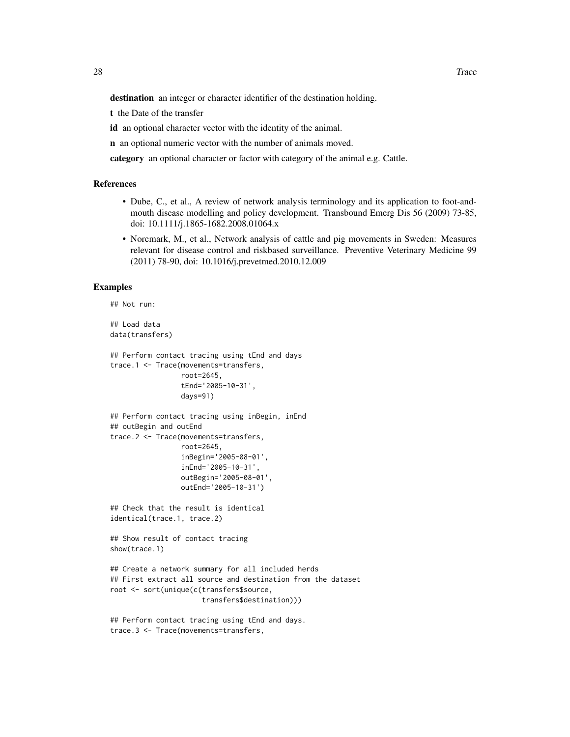**destination** an integer or character identifier of the destination holding.

**t** the Date of the transfer

**id** an optional character vector with the identity of the animal.

**n** an optional numeric vector with the number of animals moved.

**category** an optional character or factor with category of the animal e.g. Cattle.

### References

- Dube, C., et al., A review of network analysis terminology and its application to foot-and-mouth disease modelling and policy development. Transbound Emerg Dis 56 (2009) 73-85, doi: 10.1111/j.1865-1682.2008.01064.x
- Noremark, M., et al., Network analysis of cattle and pig movements in Sweden: Measures relevant for disease control and riskbased surveillance. Preventive Veterinary Medicine 99 (2011) 78-90, doi: 10.1016/j.prevetmed.2010.12.009

### Examples

```
## Not run:

## Load data
data(transfers)

## Perform contact tracing using tEnd and days
trace.1 <- Trace(movements=transfers,
                 root=2645,
                 tEnd='2005-10-31',
                 days=91)

## Perform contact tracing using inBegin, inEnd
## outBegin and outEnd
trace.2 <- Trace(movements=transfers,
                 root=2645,
                 inBegin='2005-08-01',
                 inEnd='2005-10-31',
                 outBegin='2005-08-01',
                 outEnd='2005-10-31')

## Check that the result is identical
identical(trace.1, trace.2)

## Show result of contact tracing
show(trace.1)

## Create a network summary for all included herds
## First extract all source and destination from the dataset
root <- sort(unique(c(transfers$source,
                      transfers$destination)))

## Perform contact tracing using tEnd and days.
trace.3 <- Trace(movements=transfers,
```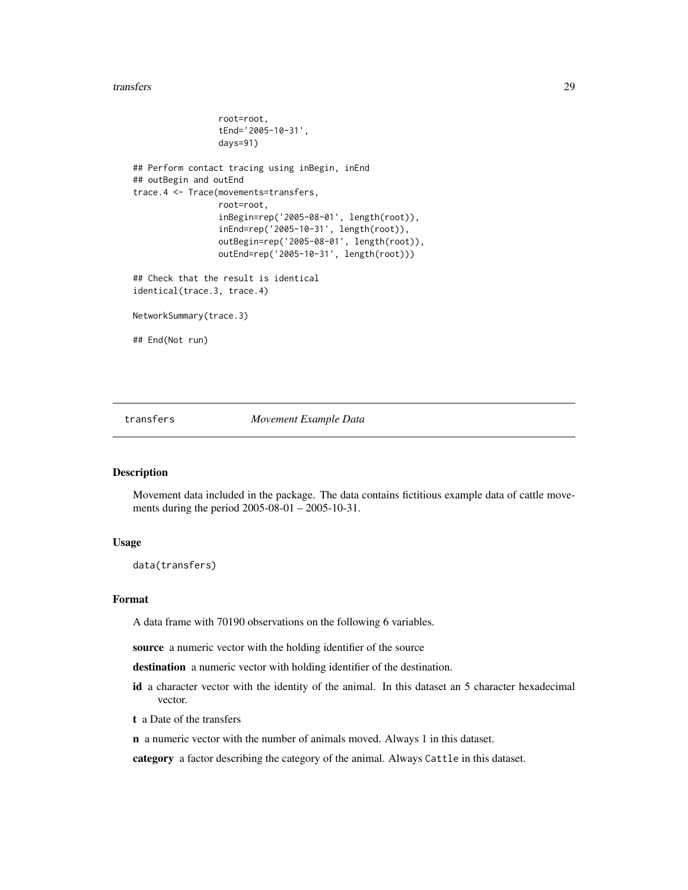```
                 root=root,
                 tEnd='2005-10-31',
                 days=91)

## Perform contact tracing using inBegin, inEnd
## outBegin and outEnd
trace.4 <- Trace(movements=transfers,
                 root=root,
                 inBegin=rep('2005-08-01', length(root)),
                 inEnd=rep('2005-10-31', length(root)),
                 outBegin=rep('2005-08-01', length(root)),
                 outEnd=rep('2005-10-31', length(root)))

## Check that the result is identical
identical(trace.3, trace.4)

NetworkSummary(trace.3)

## End(Not run)
```

---

## transfers — *Movement Example Data*

### Description

Movement data included in the package. The data contains fictitious example data of cattle movements during the period 2005-08-01 – 2005-10-31.

### Usage

```
data(transfers)
```

### Format

A data frame with 70190 observations on the following 6 variables.

**source** a numeric vector with the holding identifier of the source

**destination** a numeric vector with holding identifier of the destination.

**id** a character vector with the identity of the animal. In this dataset an 5 character hexadecimal vector.

**t** a Date of the transfers

**n** a numeric vector with the number of animals moved. Always 1 in this dataset.

**category** a factor describing the category of the animal. Always `Cattle` in this dataset.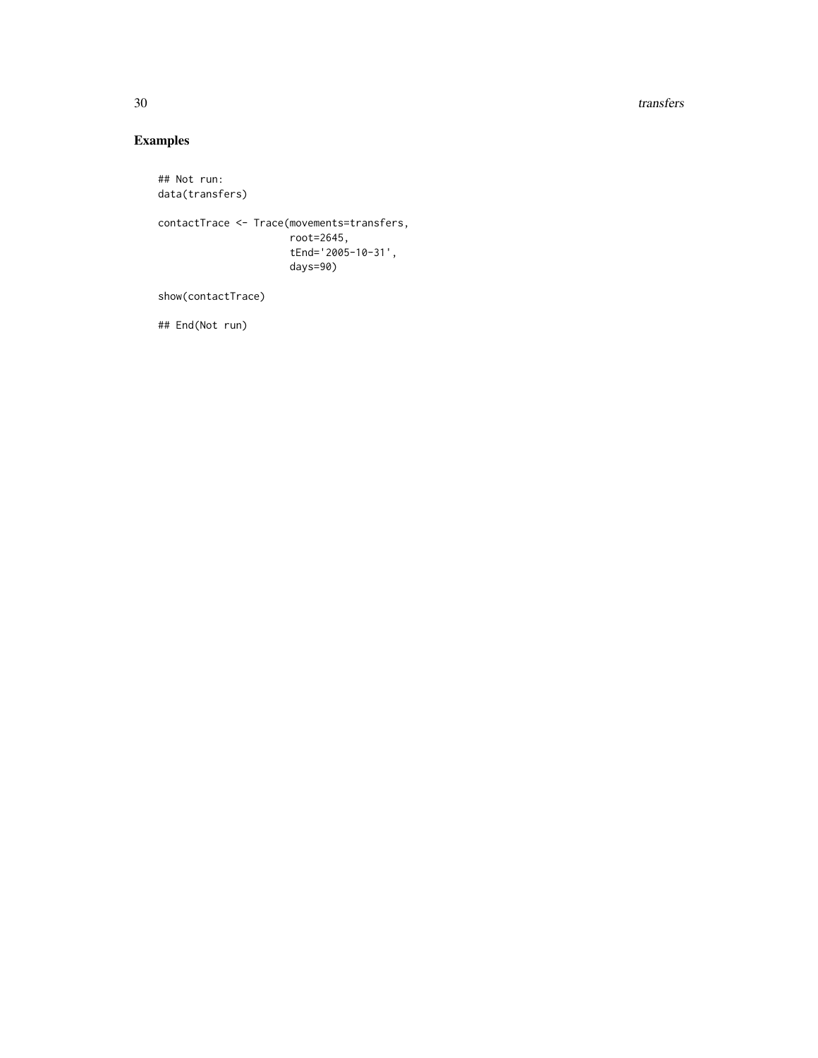## Examples

```
## Not run:
data(transfers)

contactTrace <- Trace(movements=transfers,
                      root=2645,
                      tEnd='2005-10-31',
                      days=90)

show(contactTrace)

## End(Not run)
```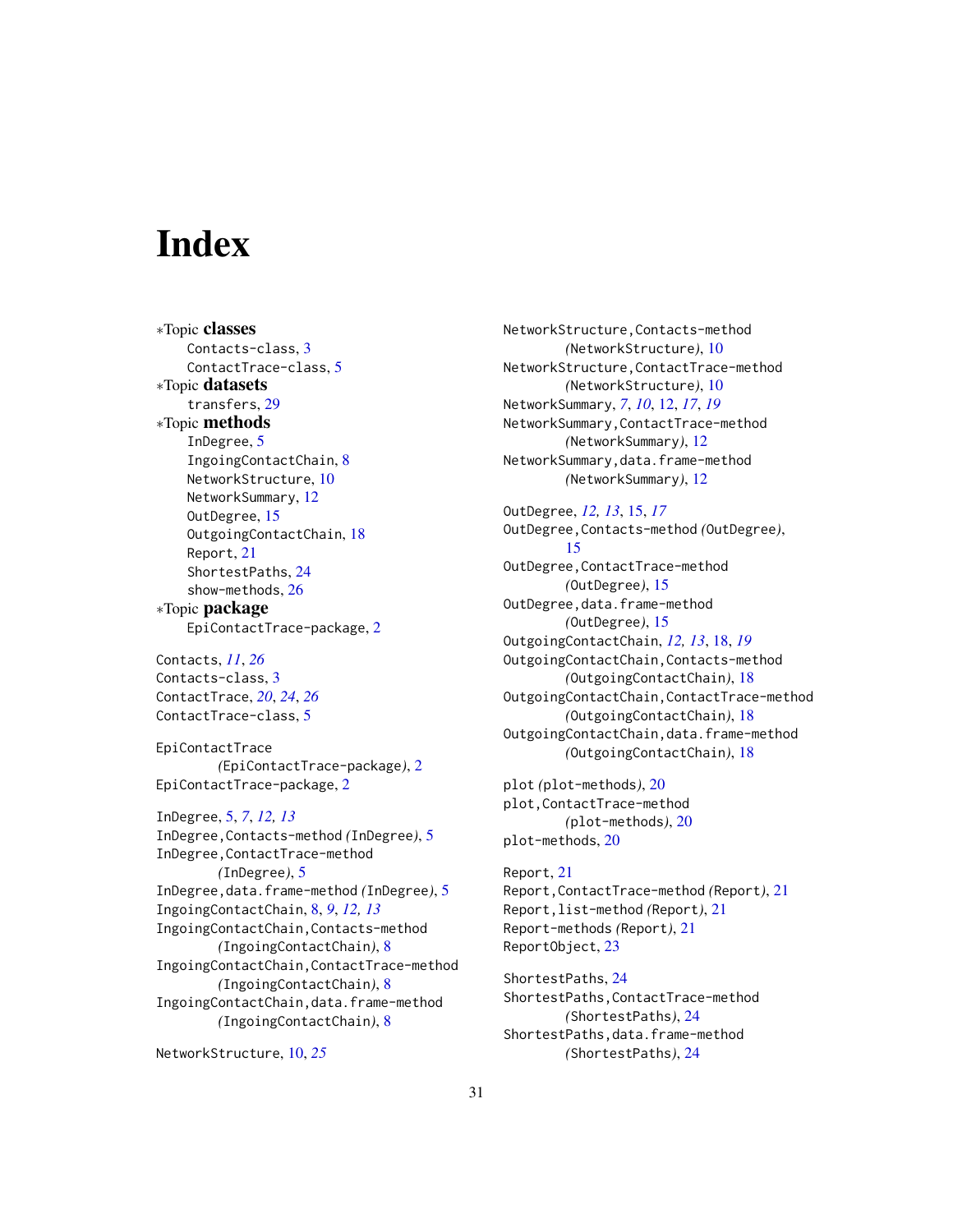# Index

*Topic **classes**
- Contacts-class, 3
- ContactTrace-class, 5

*Topic **datasets**
- transfers, 29

*Topic **methods**
- InDegree, 5
- IngoingContactChain, 8
- NetworkStructure, 10
- NetworkSummary, 12
- OutDegree, 15
- OutgoingContactChain, 18
- Report, 21
- ShortestPaths, 24
- show-methods, 26

*Topic **package**
- EpiContactTrace-package, 2

Contacts, *11*, *26*
Contacts-class, 3
ContactTrace, *20*, *24*, *26*
ContactTrace-class, 5

EpiContactTrace *(EpiContactTrace-package)*, 2
EpiContactTrace-package, 2

InDegree, 5, *7*, *12, 13*
InDegree,Contacts-method *(InDegree)*, 5
InDegree,ContactTrace-method *(InDegree)*, 5
InDegree,data.frame-method *(InDegree)*, 5
IngoingContactChain, 8, *9*, *12, 13*
IngoingContactChain,Contacts-method *(IngoingContactChain)*, 8
IngoingContactChain,ContactTrace-method *(IngoingContactChain)*, 8
IngoingContactChain,data.frame-method *(IngoingContactChain)*, 8

NetworkStructure, 10, *25*
NetworkStructure,Contacts-method *(NetworkStructure)*, 10
NetworkStructure,ContactTrace-method *(NetworkStructure)*, 10
NetworkSummary, *7*, *10*, 12, *17*, *19*
NetworkSummary,ContactTrace-method *(NetworkSummary)*, 12
NetworkSummary,data.frame-method *(NetworkSummary)*, 12

OutDegree, *12, 13*, 15, *17*
OutDegree,Contacts-method *(OutDegree)*, 15
OutDegree,ContactTrace-method *(OutDegree)*, 15
OutDegree,data.frame-method *(OutDegree)*, 15
OutgoingContactChain, *12, 13*, 18, *19*
OutgoingContactChain,Contacts-method *(OutgoingContactChain)*, 18
OutgoingContactChain,ContactTrace-method *(OutgoingContactChain)*, 18
OutgoingContactChain,data.frame-method *(OutgoingContactChain)*, 18

plot *(plot-methods)*, 20
plot,ContactTrace-method *(plot-methods)*, 20
plot-methods, 20

Report, 21
Report,ContactTrace-method *(Report)*, 21
Report,list-method *(Report)*, 21
Report-methods *(Report)*, 21
ReportObject, 23

ShortestPaths, 24
ShortestPaths,ContactTrace-method *(ShortestPaths)*, 24
ShortestPaths,data.frame-method *(ShortestPaths)*, 24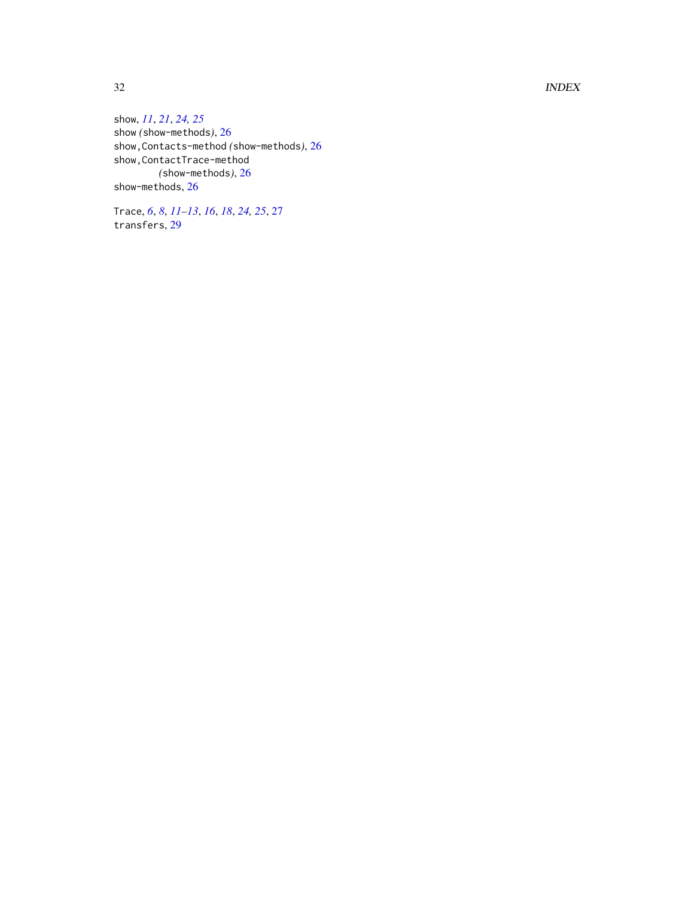show, *11*, *21*, *24, 25*
show (show-methods), 26
show,Contacts-method (show-methods), 26
show,ContactTrace-method
(show-methods), 26
show-methods, 26

Trace, *6*, *8*, *11–13*, *16*, *18*, *24, 25*, 27
transfers, 29